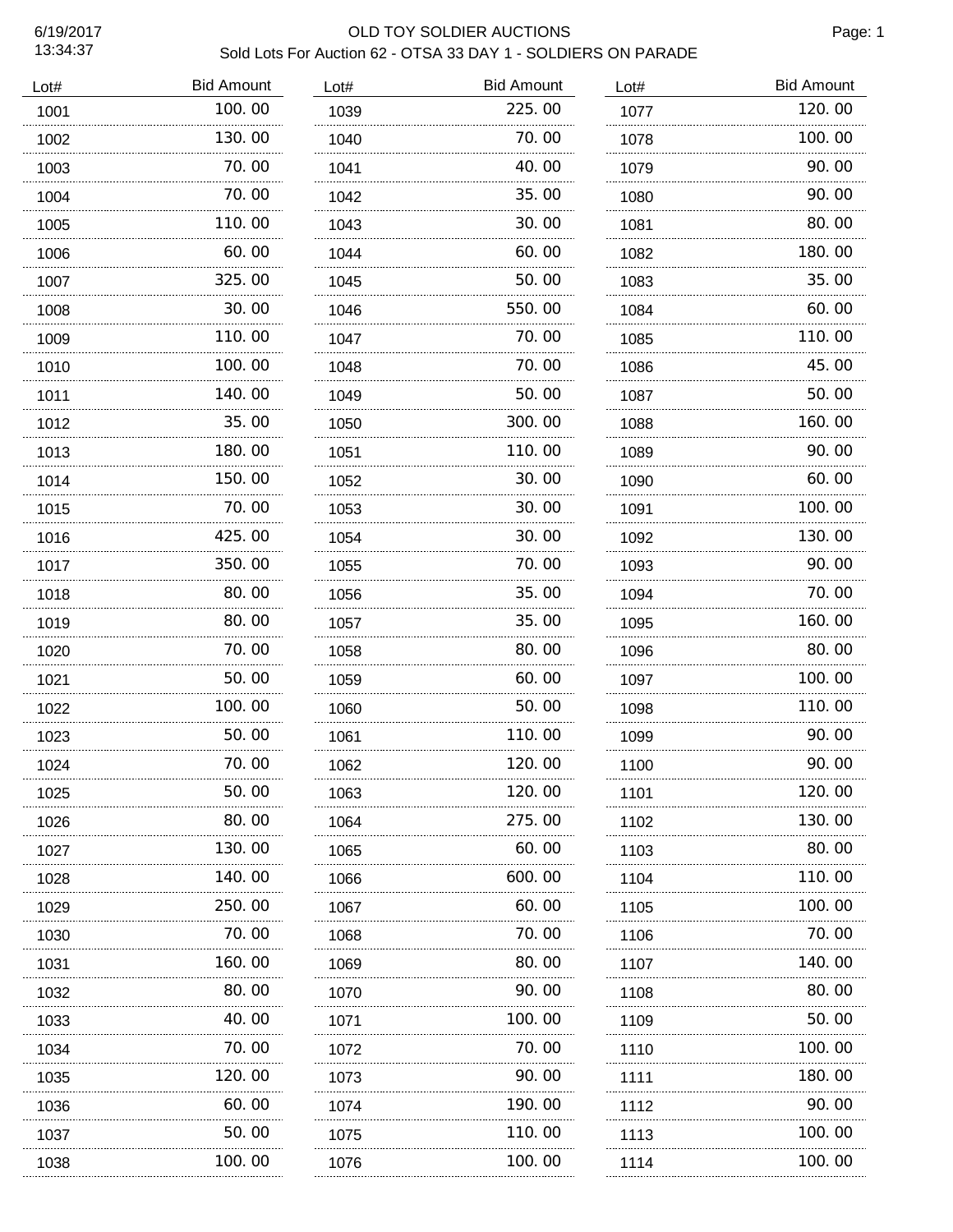# OLD TOY SOLDIER AUCTIONS

## Sold Lots For Auction 62 - OTSA 33 DAY 1 - SOLDIERS ON PARADE

6/19/2017
13:34:37

| Lot# | Bid Amount |
|---|---|
| 1001 | 100.00 |
| 1002 | 130.00 |
| 1003 | 70.00 |
| 1004 | 70.00 |
| 1005 | 110.00 |
| 1006 | 60.00 |
| 1007 | 325.00 |
| 1008 | 30.00 |
| 1009 | 110.00 |
| 1010 | 100.00 |
| 1011 | 140.00 |
| 1012 | 35.00 |
| 1013 | 180.00 |
| 1014 | 150.00 |
| 1015 | 70.00 |
| 1016 | 425.00 |
| 1017 | 350.00 |
| 1018 | 80.00 |
| 1019 | 80.00 |
| 1020 | 70.00 |
| 1021 | 50.00 |
| 1022 | 100.00 |
| 1023 | 50.00 |
| 1024 | 70.00 |
| 1025 | 50.00 |
| 1026 | 80.00 |
| 1027 | 130.00 |
| 1028 | 140.00 |
| 1029 | 250.00 |
| 1030 | 70.00 |
| 1031 | 160.00 |
| 1032 | 80.00 |
| 1033 | 40.00 |
| 1034 | 70.00 |
| 1035 | 120.00 |
| 1036 | 60.00 |
| 1037 | 50.00 |
| 1038 | 100.00 |
| 1039 | 225.00 |
| 1040 | 70.00 |
| 1041 | 40.00 |
| 1042 | 35.00 |
| 1043 | 30.00 |
| 1044 | 60.00 |
| 1045 | 50.00 |
| 1046 | 550.00 |
| 1047 | 70.00 |
| 1048 | 70.00 |
| 1049 | 50.00 |
| 1050 | 300.00 |
| 1051 | 110.00 |
| 1052 | 30.00 |
| 1053 | 30.00 |
| 1054 | 30.00 |
| 1055 | 70.00 |
| 1056 | 35.00 |
| 1057 | 35.00 |
| 1058 | 80.00 |
| 1059 | 60.00 |
| 1060 | 50.00 |
| 1061 | 110.00 |
| 1062 | 120.00 |
| 1063 | 120.00 |
| 1064 | 275.00 |
| 1065 | 60.00 |
| 1066 | 600.00 |
| 1067 | 60.00 |
| 1068 | 70.00 |
| 1069 | 80.00 |
| 1070 | 90.00 |
| 1071 | 100.00 |
| 1072 | 70.00 |
| 1073 | 90.00 |
| 1074 | 190.00 |
| 1075 | 110.00 |
| 1076 | 100.00 |
| 1077 | 120.00 |
| 1078 | 100.00 |
| 1079 | 90.00 |
| 1080 | 90.00 |
| 1081 | 80.00 |
| 1082 | 180.00 |
| 1083 | 35.00 |
| 1084 | 60.00 |
| 1085 | 110.00 |
| 1086 | 45.00 |
| 1087 | 50.00 |
| 1088 | 160.00 |
| 1089 | 90.00 |
| 1090 | 60.00 |
| 1091 | 100.00 |
| 1092 | 130.00 |
| 1093 | 90.00 |
| 1094 | 70.00 |
| 1095 | 160.00 |
| 1096 | 80.00 |
| 1097 | 100.00 |
| 1098 | 110.00 |
| 1099 | 90.00 |
| 1100 | 90.00 |
| 1101 | 120.00 |
| 1102 | 130.00 |
| 1103 | 80.00 |
| 1104 | 110.00 |
| 1105 | 100.00 |
| 1106 | 70.00 |
| 1107 | 140.00 |
| 1108 | 80.00 |
| 1109 | 50.00 |
| 1110 | 100.00 |
| 1111 | 180.00 |
| 1112 | 90.00 |
| 1113 | 100.00 |
| 1114 | 100.00 |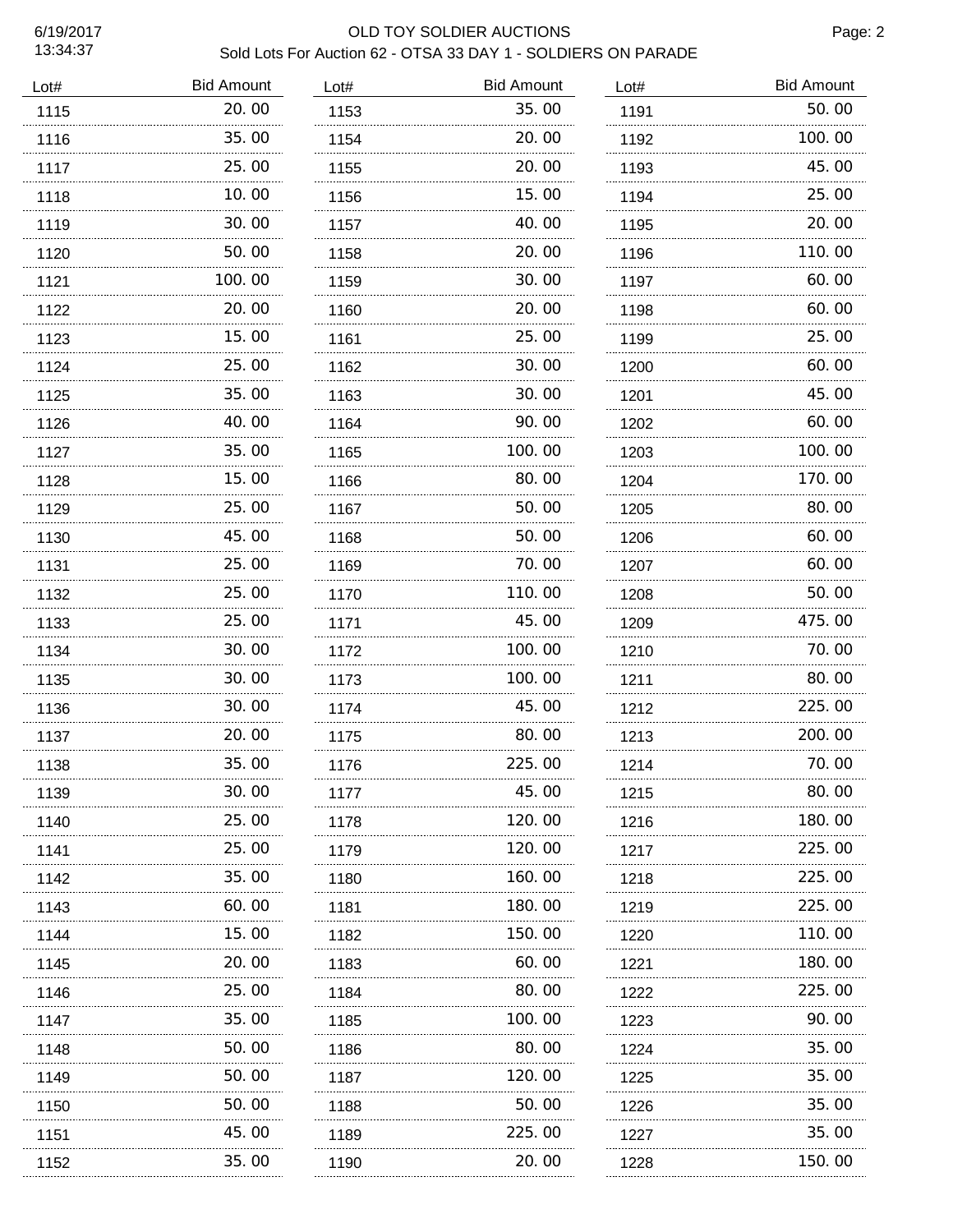OLD TOY SOLDIER AUCTIONS

Sold Lots For Auction 62 - OTSA 33 DAY 1 - SOLDIERS ON PARADE

| Lot# | Bid Amount |
|---|---|
| 1115 | 20.00 |
| 1116 | 35.00 |
| 1117 | 25.00 |
| 1118 | 10.00 |
| 1119 | 30.00 |
| 1120 | 50.00 |
| 1121 | 100.00 |
| 1122 | 20.00 |
| 1123 | 15.00 |
| 1124 | 25.00 |
| 1125 | 35.00 |
| 1126 | 40.00 |
| 1127 | 35.00 |
| 1128 | 15.00 |
| 1129 | 25.00 |
| 1130 | 45.00 |
| 1131 | 25.00 |
| 1132 | 25.00 |
| 1133 | 25.00 |
| 1134 | 30.00 |
| 1135 | 30.00 |
| 1136 | 30.00 |
| 1137 | 20.00 |
| 1138 | 35.00 |
| 1139 | 30.00 |
| 1140 | 25.00 |
| 1141 | 25.00 |
| 1142 | 35.00 |
| 1143 | 60.00 |
| 1144 | 15.00 |
| 1145 | 20.00 |
| 1146 | 25.00 |
| 1147 | 35.00 |
| 1148 | 50.00 |
| 1149 | 50.00 |
| 1150 | 50.00 |
| 1151 | 45.00 |
| 1152 | 35.00 |
| 1153 | 35.00 |
| 1154 | 20.00 |
| 1155 | 20.00 |
| 1156 | 15.00 |
| 1157 | 40.00 |
| 1158 | 20.00 |
| 1159 | 30.00 |
| 1160 | 20.00 |
| 1161 | 25.00 |
| 1162 | 30.00 |
| 1163 | 30.00 |
| 1164 | 90.00 |
| 1165 | 100.00 |
| 1166 | 80.00 |
| 1167 | 50.00 |
| 1168 | 50.00 |
| 1169 | 70.00 |
| 1170 | 110.00 |
| 1171 | 45.00 |
| 1172 | 100.00 |
| 1173 | 100.00 |
| 1174 | 45.00 |
| 1175 | 80.00 |
| 1176 | 225.00 |
| 1177 | 45.00 |
| 1178 | 120.00 |
| 1179 | 120.00 |
| 1180 | 160.00 |
| 1181 | 180.00 |
| 1182 | 150.00 |
| 1183 | 60.00 |
| 1184 | 80.00 |
| 1185 | 100.00 |
| 1186 | 80.00 |
| 1187 | 120.00 |
| 1188 | 50.00 |
| 1189 | 225.00 |
| 1190 | 20.00 |
| 1191 | 50.00 |
| 1192 | 100.00 |
| 1193 | 45.00 |
| 1194 | 25.00 |
| 1195 | 20.00 |
| 1196 | 110.00 |
| 1197 | 60.00 |
| 1198 | 60.00 |
| 1199 | 25.00 |
| 1200 | 60.00 |
| 1201 | 45.00 |
| 1202 | 60.00 |
| 1203 | 100.00 |
| 1204 | 170.00 |
| 1205 | 80.00 |
| 1206 | 60.00 |
| 1207 | 60.00 |
| 1208 | 50.00 |
| 1209 | 475.00 |
| 1210 | 70.00 |
| 1211 | 80.00 |
| 1212 | 225.00 |
| 1213 | 200.00 |
| 1214 | 70.00 |
| 1215 | 80.00 |
| 1216 | 180.00 |
| 1217 | 225.00 |
| 1218 | 225.00 |
| 1219 | 225.00 |
| 1220 | 110.00 |
| 1221 | 180.00 |
| 1222 | 225.00 |
| 1223 | 90.00 |
| 1224 | 35.00 |
| 1225 | 35.00 |
| 1226 | 35.00 |
| 1227 | 35.00 |
| 1228 | 150.00 |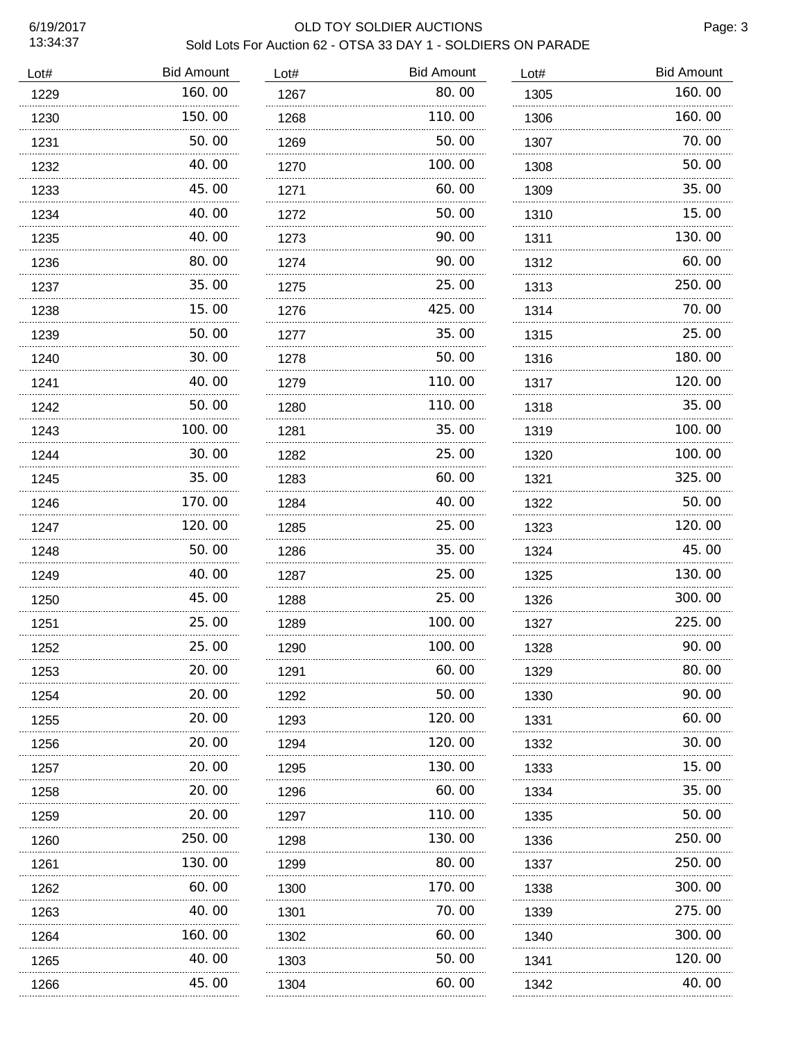# OLD TOY SOLDIER AUCTIONS

6/19/2017
13:34:37

Sold Lots For Auction 62 - OTSA 33 DAY 1 - SOLDIERS ON PARADE

| Lot# | Bid Amount |
|---|---|
| 1229 | 160.00 |
| 1230 | 150.00 |
| 1231 | 50.00 |
| 1232 | 40.00 |
| 1233 | 45.00 |
| 1234 | 40.00 |
| 1235 | 40.00 |
| 1236 | 80.00 |
| 1237 | 35.00 |
| 1238 | 15.00 |
| 1239 | 50.00 |
| 1240 | 30.00 |
| 1241 | 40.00 |
| 1242 | 50.00 |
| 1243 | 100.00 |
| 1244 | 30.00 |
| 1245 | 35.00 |
| 1246 | 170.00 |
| 1247 | 120.00 |
| 1248 | 50.00 |
| 1249 | 40.00 |
| 1250 | 45.00 |
| 1251 | 25.00 |
| 1252 | 25.00 |
| 1253 | 20.00 |
| 1254 | 20.00 |
| 1255 | 20.00 |
| 1256 | 20.00 |
| 1257 | 20.00 |
| 1258 | 20.00 |
| 1259 | 20.00 |
| 1260 | 250.00 |
| 1261 | 130.00 |
| 1262 | 60.00 |
| 1263 | 40.00 |
| 1264 | 160.00 |
| 1265 | 40.00 |
| 1266 | 45.00 |
| 1267 | 80.00 |
| 1268 | 110.00 |
| 1269 | 50.00 |
| 1270 | 100.00 |
| 1271 | 60.00 |
| 1272 | 50.00 |
| 1273 | 90.00 |
| 1274 | 90.00 |
| 1275 | 25.00 |
| 1276 | 425.00 |
| 1277 | 35.00 |
| 1278 | 50.00 |
| 1279 | 110.00 |
| 1280 | 110.00 |
| 1281 | 35.00 |
| 1282 | 25.00 |
| 1283 | 60.00 |
| 1284 | 40.00 |
| 1285 | 25.00 |
| 1286 | 35.00 |
| 1287 | 25.00 |
| 1288 | 25.00 |
| 1289 | 100.00 |
| 1290 | 100.00 |
| 1291 | 60.00 |
| 1292 | 50.00 |
| 1293 | 120.00 |
| 1294 | 120.00 |
| 1295 | 130.00 |
| 1296 | 60.00 |
| 1297 | 110.00 |
| 1298 | 130.00 |
| 1299 | 80.00 |
| 1300 | 170.00 |
| 1301 | 70.00 |
| 1302 | 60.00 |
| 1303 | 50.00 |
| 1304 | 60.00 |
| 1305 | 160.00 |
| 1306 | 160.00 |
| 1307 | 70.00 |
| 1308 | 50.00 |
| 1309 | 35.00 |
| 1310 | 15.00 |
| 1311 | 130.00 |
| 1312 | 60.00 |
| 1313 | 250.00 |
| 1314 | 70.00 |
| 1315 | 25.00 |
| 1316 | 180.00 |
| 1317 | 120.00 |
| 1318 | 35.00 |
| 1319 | 100.00 |
| 1320 | 100.00 |
| 1321 | 325.00 |
| 1322 | 50.00 |
| 1323 | 120.00 |
| 1324 | 45.00 |
| 1325 | 130.00 |
| 1326 | 300.00 |
| 1327 | 225.00 |
| 1328 | 90.00 |
| 1329 | 80.00 |
| 1330 | 90.00 |
| 1331 | 60.00 |
| 1332 | 30.00 |
| 1333 | 15.00 |
| 1334 | 35.00 |
| 1335 | 50.00 |
| 1336 | 250.00 |
| 1337 | 250.00 |
| 1338 | 300.00 |
| 1339 | 275.00 |
| 1340 | 300.00 |
| 1341 | 120.00 |
| 1342 | 40.00 |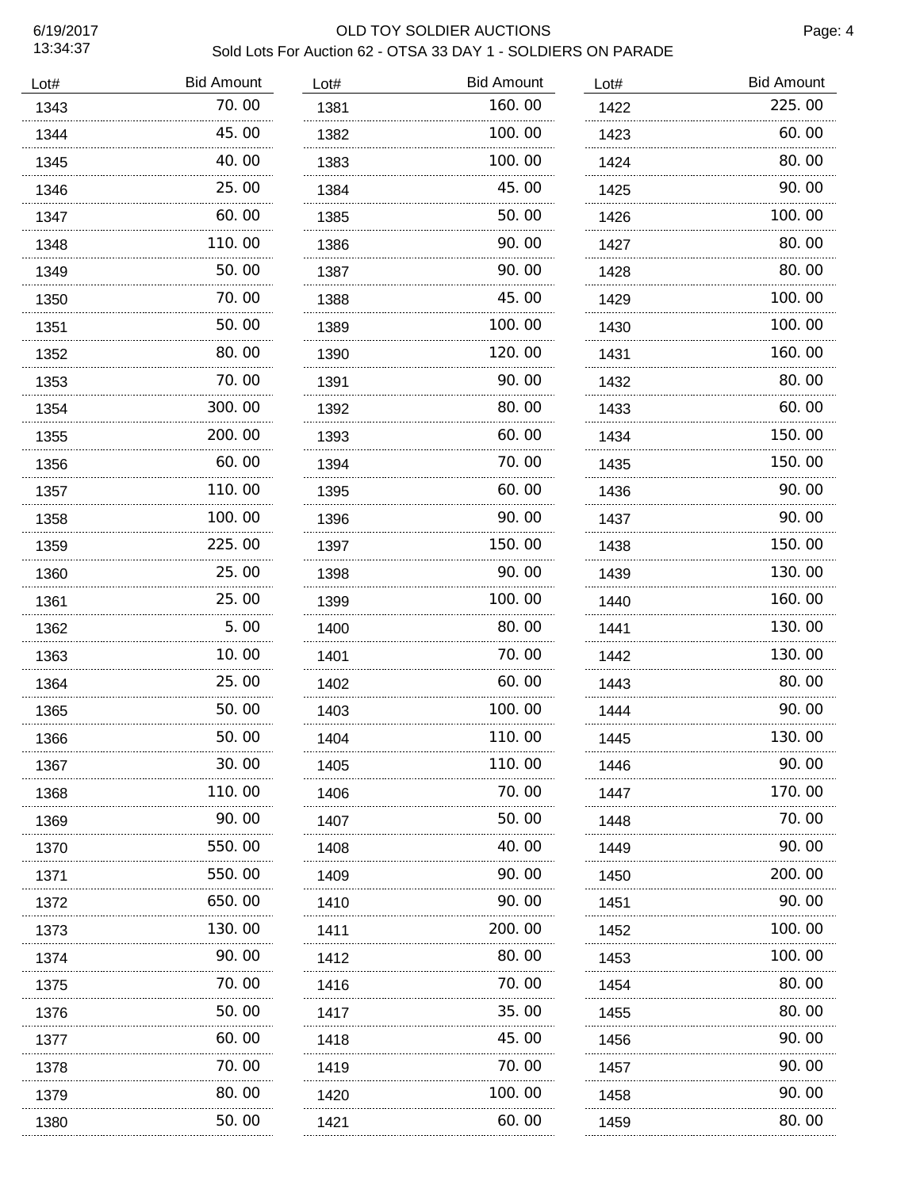6/19/2017
13:34:37

# OLD TOY SOLDIER AUCTIONS

## Sold Lots For Auction 62 - OTSA 33 DAY 1 - SOLDIERS ON PARADE

| Lot# | Bid Amount |
|---|---|
| 1343 | 70.00 |
| 1344 | 45.00 |
| 1345 | 40.00 |
| 1346 | 25.00 |
| 1347 | 60.00 |
| 1348 | 110.00 |
| 1349 | 50.00 |
| 1350 | 70.00 |
| 1351 | 50.00 |
| 1352 | 80.00 |
| 1353 | 70.00 |
| 1354 | 300.00 |
| 1355 | 200.00 |
| 1356 | 60.00 |
| 1357 | 110.00 |
| 1358 | 100.00 |
| 1359 | 225.00 |
| 1360 | 25.00 |
| 1361 | 25.00 |
| 1362 | 5.00 |
| 1363 | 10.00 |
| 1364 | 25.00 |
| 1365 | 50.00 |
| 1366 | 50.00 |
| 1367 | 30.00 |
| 1368 | 110.00 |
| 1369 | 90.00 |
| 1370 | 550.00 |
| 1371 | 550.00 |
| 1372 | 650.00 |
| 1373 | 130.00 |
| 1374 | 90.00 |
| 1375 | 70.00 |
| 1376 | 50.00 |
| 1377 | 60.00 |
| 1378 | 70.00 |
| 1379 | 80.00 |
| 1380 | 50.00 |
| 1381 | 160.00 |
| 1382 | 100.00 |
| 1383 | 100.00 |
| 1384 | 45.00 |
| 1385 | 50.00 |
| 1386 | 90.00 |
| 1387 | 90.00 |
| 1388 | 45.00 |
| 1389 | 100.00 |
| 1390 | 120.00 |
| 1391 | 90.00 |
| 1392 | 80.00 |
| 1393 | 60.00 |
| 1394 | 70.00 |
| 1395 | 60.00 |
| 1396 | 90.00 |
| 1397 | 150.00 |
| 1398 | 90.00 |
| 1399 | 100.00 |
| 1400 | 80.00 |
| 1401 | 70.00 |
| 1402 | 60.00 |
| 1403 | 100.00 |
| 1404 | 110.00 |
| 1405 | 110.00 |
| 1406 | 70.00 |
| 1407 | 50.00 |
| 1408 | 40.00 |
| 1409 | 90.00 |
| 1410 | 90.00 |
| 1411 | 200.00 |
| 1412 | 80.00 |
| 1416 | 70.00 |
| 1417 | 35.00 |
| 1418 | 45.00 |
| 1419 | 70.00 |
| 1420 | 100.00 |
| 1421 | 60.00 |
| 1422 | 225.00 |
| 1423 | 60.00 |
| 1424 | 80.00 |
| 1425 | 90.00 |
| 1426 | 100.00 |
| 1427 | 80.00 |
| 1428 | 80.00 |
| 1429 | 100.00 |
| 1430 | 100.00 |
| 1431 | 160.00 |
| 1432 | 80.00 |
| 1433 | 60.00 |
| 1434 | 150.00 |
| 1435 | 150.00 |
| 1436 | 90.00 |
| 1437 | 90.00 |
| 1438 | 150.00 |
| 1439 | 130.00 |
| 1440 | 160.00 |
| 1441 | 130.00 |
| 1442 | 130.00 |
| 1443 | 80.00 |
| 1444 | 90.00 |
| 1445 | 130.00 |
| 1446 | 90.00 |
| 1447 | 170.00 |
| 1448 | 70.00 |
| 1449 | 90.00 |
| 1450 | 200.00 |
| 1451 | 90.00 |
| 1452 | 100.00 |
| 1453 | 100.00 |
| 1454 | 80.00 |
| 1455 | 80.00 |
| 1456 | 90.00 |
| 1457 | 90.00 |
| 1458 | 90.00 |
| 1459 | 80.00 |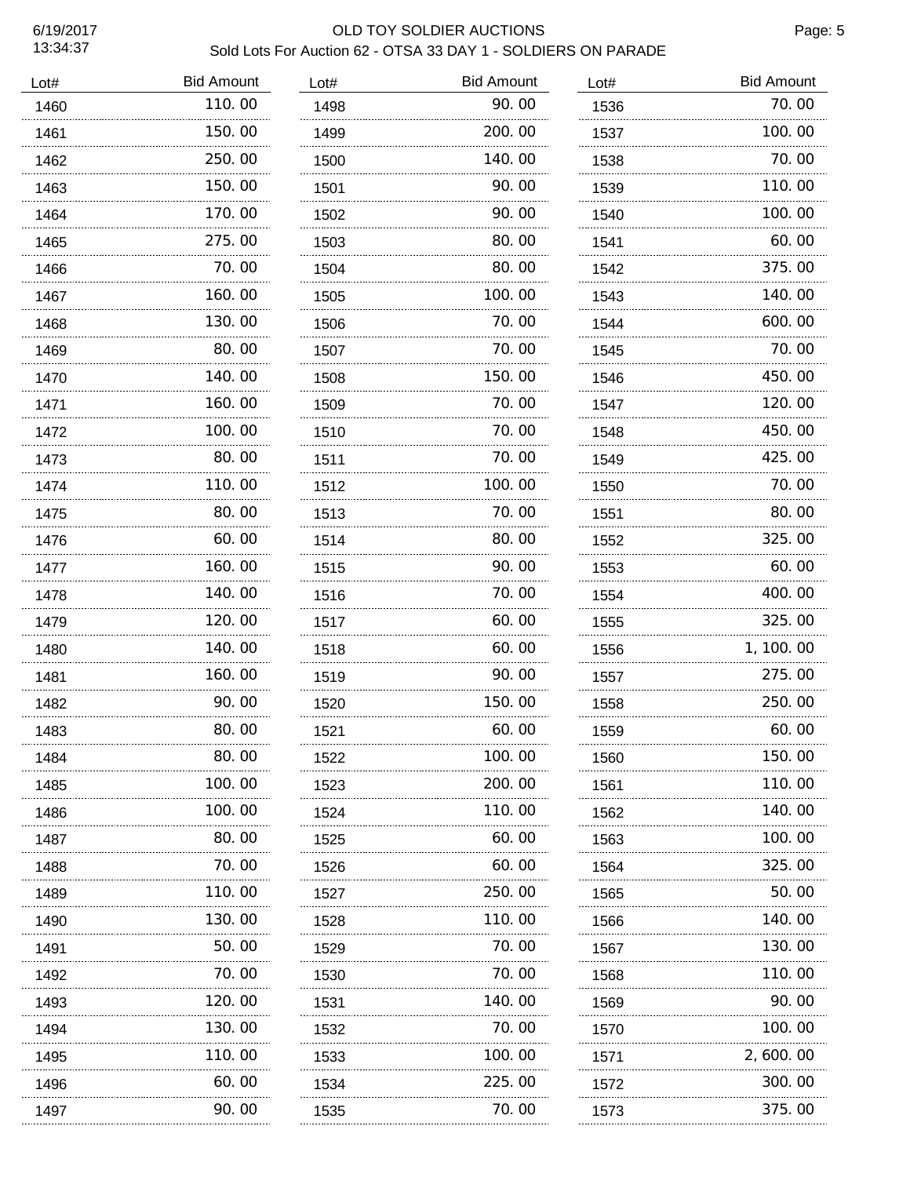# OLD TOY SOLDIER AUCTIONS

## Sold Lots For Auction 62 - OTSA 33 DAY 1 - SOLDIERS ON PARADE

| Lot# | Bid Amount |
|---|---|
| 1460 | 110.00 |
| 1461 | 150.00 |
| 1462 | 250.00 |
| 1463 | 150.00 |
| 1464 | 170.00 |
| 1465 | 275.00 |
| 1466 | 70.00 |
| 1467 | 160.00 |
| 1468 | 130.00 |
| 1469 | 80.00 |
| 1470 | 140.00 |
| 1471 | 160.00 |
| 1472 | 100.00 |
| 1473 | 80.00 |
| 1474 | 110.00 |
| 1475 | 80.00 |
| 1476 | 60.00 |
| 1477 | 160.00 |
| 1478 | 140.00 |
| 1479 | 120.00 |
| 1480 | 140.00 |
| 1481 | 160.00 |
| 1482 | 90.00 |
| 1483 | 80.00 |
| 1484 | 80.00 |
| 1485 | 100.00 |
| 1486 | 100.00 |
| 1487 | 80.00 |
| 1488 | 70.00 |
| 1489 | 110.00 |
| 1490 | 130.00 |
| 1491 | 50.00 |
| 1492 | 70.00 |
| 1493 | 120.00 |
| 1494 | 130.00 |
| 1495 | 110.00 |
| 1496 | 60.00 |
| 1497 | 90.00 |
| 1498 | 90.00 |
| 1499 | 200.00 |
| 1500 | 140.00 |
| 1501 | 90.00 |
| 1502 | 90.00 |
| 1503 | 80.00 |
| 1504 | 80.00 |
| 1505 | 100.00 |
| 1506 | 70.00 |
| 1507 | 70.00 |
| 1508 | 150.00 |
| 1509 | 70.00 |
| 1510 | 70.00 |
| 1511 | 70.00 |
| 1512 | 100.00 |
| 1513 | 70.00 |
| 1514 | 80.00 |
| 1515 | 90.00 |
| 1516 | 70.00 |
| 1517 | 60.00 |
| 1518 | 60.00 |
| 1519 | 90.00 |
| 1520 | 150.00 |
| 1521 | 60.00 |
| 1522 | 100.00 |
| 1523 | 200.00 |
| 1524 | 110.00 |
| 1525 | 60.00 |
| 1526 | 60.00 |
| 1527 | 250.00 |
| 1528 | 110.00 |
| 1529 | 70.00 |
| 1530 | 70.00 |
| 1531 | 140.00 |
| 1532 | 70.00 |
| 1533 | 100.00 |
| 1534 | 225.00 |
| 1535 | 70.00 |
| 1536 | 70.00 |
| 1537 | 100.00 |
| 1538 | 70.00 |
| 1539 | 110.00 |
| 1540 | 100.00 |
| 1541 | 60.00 |
| 1542 | 375.00 |
| 1543 | 140.00 |
| 1544 | 600.00 |
| 1545 | 70.00 |
| 1546 | 450.00 |
| 1547 | 120.00 |
| 1548 | 450.00 |
| 1549 | 425.00 |
| 1550 | 70.00 |
| 1551 | 80.00 |
| 1552 | 325.00 |
| 1553 | 60.00 |
| 1554 | 400.00 |
| 1555 | 325.00 |
| 1556 | 1,100.00 |
| 1557 | 275.00 |
| 1558 | 250.00 |
| 1559 | 60.00 |
| 1560 | 150.00 |
| 1561 | 110.00 |
| 1562 | 140.00 |
| 1563 | 100.00 |
| 1564 | 325.00 |
| 1565 | 50.00 |
| 1566 | 140.00 |
| 1567 | 130.00 |
| 1568 | 110.00 |
| 1569 | 90.00 |
| 1570 | 100.00 |
| 1571 | 2,600.00 |
| 1572 | 300.00 |
| 1573 | 375.00 |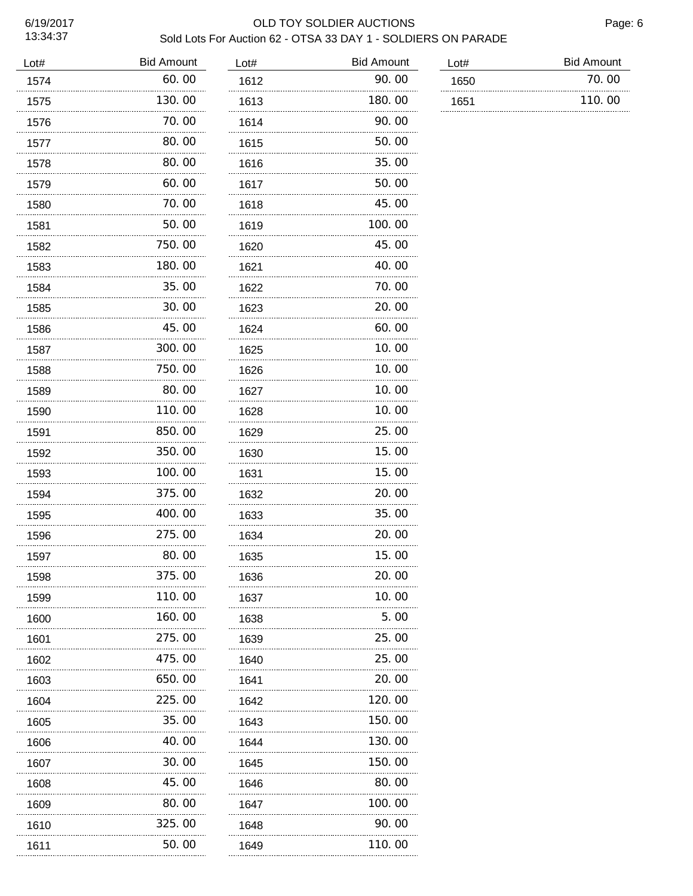# OLD TOY SOLDIER AUCTIONS

## Sold Lots For Auction 62 - OTSA 33 DAY 1 - SOLDIERS ON PARADE

6/19/2017
13:34:37

| Lot# | Bid Amount |
|---|---|
| 1574 | 60. 00 |
| 1575 | 130. 00 |
| 1576 | 70. 00 |
| 1577 | 80. 00 |
| 1578 | 80. 00 |
| 1579 | 60. 00 |
| 1580 | 70. 00 |
| 1581 | 50. 00 |
| 1582 | 750. 00 |
| 1583 | 180. 00 |
| 1584 | 35. 00 |
| 1585 | 30. 00 |
| 1586 | 45. 00 |
| 1587 | 300. 00 |
| 1588 | 750. 00 |
| 1589 | 80. 00 |
| 1590 | 110. 00 |
| 1591 | 850. 00 |
| 1592 | 350. 00 |
| 1593 | 100. 00 |
| 1594 | 375. 00 |
| 1595 | 400. 00 |
| 1596 | 275. 00 |
| 1597 | 80. 00 |
| 1598 | 375. 00 |
| 1599 | 110. 00 |
| 1600 | 160. 00 |
| 1601 | 275. 00 |
| 1602 | 475. 00 |
| 1603 | 650. 00 |
| 1604 | 225. 00 |
| 1605 | 35. 00 |
| 1606 | 40. 00 |
| 1607 | 30. 00 |
| 1608 | 45. 00 |
| 1609 | 80. 00 |
| 1610 | 325. 00 |
| 1611 | 50. 00 |
| 1612 | 90. 00 |
| 1613 | 180. 00 |
| 1614 | 90. 00 |
| 1615 | 50. 00 |
| 1616 | 35. 00 |
| 1617 | 50. 00 |
| 1618 | 45. 00 |
| 1619 | 100. 00 |
| 1620 | 45. 00 |
| 1621 | 40. 00 |
| 1622 | 70. 00 |
| 1623 | 20. 00 |
| 1624 | 60. 00 |
| 1625 | 10. 00 |
| 1626 | 10. 00 |
| 1627 | 10. 00 |
| 1628 | 10. 00 |
| 1629 | 25. 00 |
| 1630 | 15. 00 |
| 1631 | 15. 00 |
| 1632 | 20. 00 |
| 1633 | 35. 00 |
| 1634 | 20. 00 |
| 1635 | 15. 00 |
| 1636 | 20. 00 |
| 1637 | 10. 00 |
| 1638 | 5. 00 |
| 1639 | 25. 00 |
| 1640 | 25. 00 |
| 1641 | 20. 00 |
| 1642 | 120. 00 |
| 1643 | 150. 00 |
| 1644 | 130. 00 |
| 1645 | 150. 00 |
| 1646 | 80. 00 |
| 1647 | 100. 00 |
| 1648 | 90. 00 |
| 1649 | 110. 00 |
| 1650 | 70. 00 |
| 1651 | 110. 00 |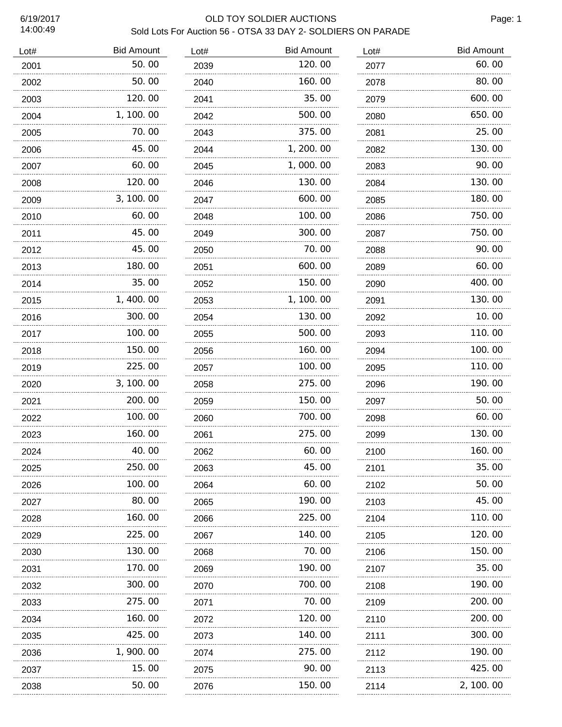# OLD TOY SOLDIER AUCTIONS

## Sold Lots For Auction 56 - OTSA 33 DAY 2- SOLDIERS ON PARADE

6/19/2017
14:00:49

| Lot# | Bid Amount |
|---|---|
| 2001 | 50.00 |
| 2002 | 50.00 |
| 2003 | 120.00 |
| 2004 | 1,100.00 |
| 2005 | 70.00 |
| 2006 | 45.00 |
| 2007 | 60.00 |
| 2008 | 120.00 |
| 2009 | 3,100.00 |
| 2010 | 60.00 |
| 2011 | 45.00 |
| 2012 | 45.00 |
| 2013 | 180.00 |
| 2014 | 35.00 |
| 2015 | 1,400.00 |
| 2016 | 300.00 |
| 2017 | 100.00 |
| 2018 | 150.00 |
| 2019 | 225.00 |
| 2020 | 3,100.00 |
| 2021 | 200.00 |
| 2022 | 100.00 |
| 2023 | 160.00 |
| 2024 | 40.00 |
| 2025 | 250.00 |
| 2026 | 100.00 |
| 2027 | 80.00 |
| 2028 | 160.00 |
| 2029 | 225.00 |
| 2030 | 130.00 |
| 2031 | 170.00 |
| 2032 | 300.00 |
| 2033 | 275.00 |
| 2034 | 160.00 |
| 2035 | 425.00 |
| 2036 | 1,900.00 |
| 2037 | 15.00 |
| 2038 | 50.00 |
| 2039 | 120.00 |
| 2040 | 160.00 |
| 2041 | 35.00 |
| 2042 | 500.00 |
| 2043 | 375.00 |
| 2044 | 1,200.00 |
| 2045 | 1,000.00 |
| 2046 | 130.00 |
| 2047 | 600.00 |
| 2048 | 100.00 |
| 2049 | 300.00 |
| 2050 | 70.00 |
| 2051 | 600.00 |
| 2052 | 150.00 |
| 2053 | 1,100.00 |
| 2054 | 130.00 |
| 2055 | 500.00 |
| 2056 | 160.00 |
| 2057 | 100.00 |
| 2058 | 275.00 |
| 2059 | 150.00 |
| 2060 | 700.00 |
| 2061 | 275.00 |
| 2062 | 60.00 |
| 2063 | 45.00 |
| 2064 | 60.00 |
| 2065 | 190.00 |
| 2066 | 225.00 |
| 2067 | 140.00 |
| 2068 | 70.00 |
| 2069 | 190.00 |
| 2070 | 700.00 |
| 2071 | 70.00 |
| 2072 | 120.00 |
| 2073 | 140.00 |
| 2074 | 275.00 |
| 2075 | 90.00 |
| 2076 | 150.00 |
| 2077 | 60.00 |
| 2078 | 80.00 |
| 2079 | 600.00 |
| 2080 | 650.00 |
| 2081 | 25.00 |
| 2082 | 130.00 |
| 2083 | 90.00 |
| 2084 | 130.00 |
| 2085 | 180.00 |
| 2086 | 750.00 |
| 2087 | 750.00 |
| 2088 | 90.00 |
| 2089 | 60.00 |
| 2090 | 400.00 |
| 2091 | 130.00 |
| 2092 | 10.00 |
| 2093 | 110.00 |
| 2094 | 100.00 |
| 2095 | 110.00 |
| 2096 | 190.00 |
| 2097 | 50.00 |
| 2098 | 60.00 |
| 2099 | 130.00 |
| 2100 | 160.00 |
| 2101 | 35.00 |
| 2102 | 50.00 |
| 2103 | 45.00 |
| 2104 | 110.00 |
| 2105 | 120.00 |
| 2106 | 150.00 |
| 2107 | 35.00 |
| 2108 | 190.00 |
| 2109 | 200.00 |
| 2110 | 200.00 |
| 2111 | 300.00 |
| 2112 | 190.00 |
| 2113 | 425.00 |
| 2114 | 2,100.00 |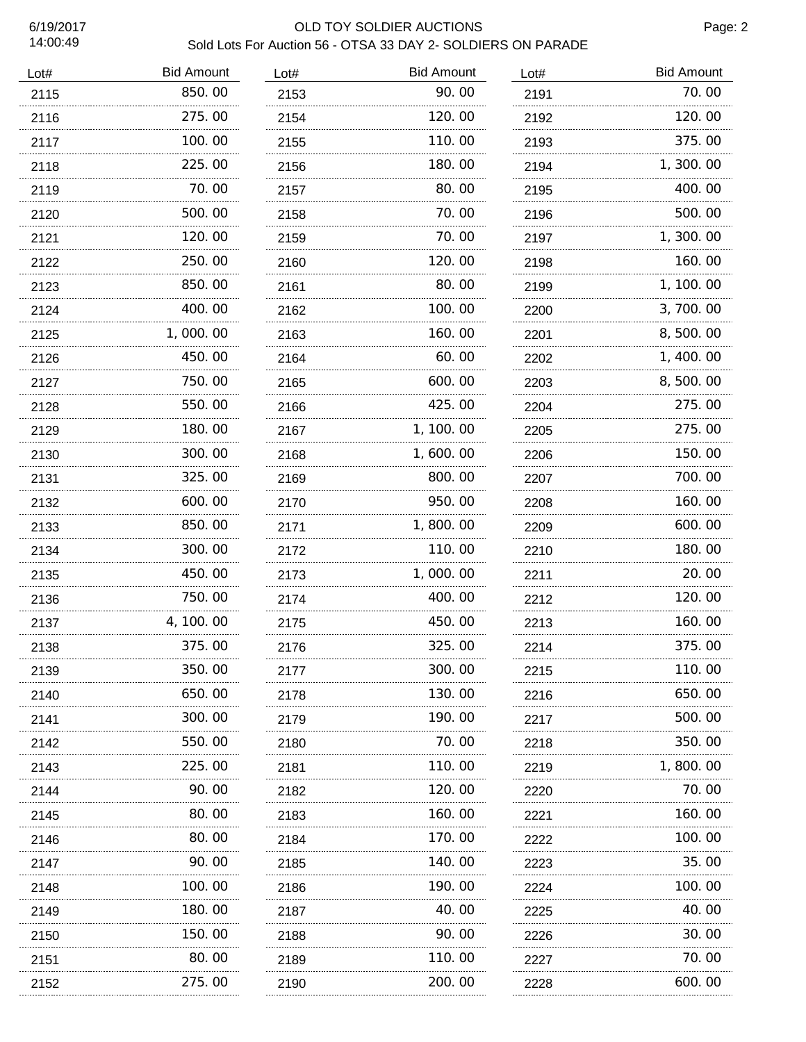# OLD TOY SOLDIER AUCTIONS

## Sold Lots For Auction 56 - OTSA 33 DAY 2- SOLDIERS ON PARADE

6/19/2017
14:00:49

| Lot# | Bid Amount |
|---|---|
| 2115 | 850.00 |
| 2116 | 275.00 |
| 2117 | 100.00 |
| 2118 | 225.00 |
| 2119 | 70.00 |
| 2120 | 500.00 |
| 2121 | 120.00 |
| 2122 | 250.00 |
| 2123 | 850.00 |
| 2124 | 400.00 |
| 2125 | 1,000.00 |
| 2126 | 450.00 |
| 2127 | 750.00 |
| 2128 | 550.00 |
| 2129 | 180.00 |
| 2130 | 300.00 |
| 2131 | 325.00 |
| 2132 | 600.00 |
| 2133 | 850.00 |
| 2134 | 300.00 |
| 2135 | 450.00 |
| 2136 | 750.00 |
| 2137 | 4,100.00 |
| 2138 | 375.00 |
| 2139 | 350.00 |
| 2140 | 650.00 |
| 2141 | 300.00 |
| 2142 | 550.00 |
| 2143 | 225.00 |
| 2144 | 90.00 |
| 2145 | 80.00 |
| 2146 | 80.00 |
| 2147 | 90.00 |
| 2148 | 100.00 |
| 2149 | 180.00 |
| 2150 | 150.00 |
| 2151 | 80.00 |
| 2152 | 275.00 |
| 2153 | 90.00 |
| 2154 | 120.00 |
| 2155 | 110.00 |
| 2156 | 180.00 |
| 2157 | 80.00 |
| 2158 | 70.00 |
| 2159 | 70.00 |
| 2160 | 120.00 |
| 2161 | 80.00 |
| 2162 | 100.00 |
| 2163 | 160.00 |
| 2164 | 60.00 |
| 2165 | 600.00 |
| 2166 | 425.00 |
| 2167 | 1,100.00 |
| 2168 | 1,600.00 |
| 2169 | 800.00 |
| 2170 | 950.00 |
| 2171 | 1,800.00 |
| 2172 | 110.00 |
| 2173 | 1,000.00 |
| 2174 | 400.00 |
| 2175 | 450.00 |
| 2176 | 325.00 |
| 2177 | 300.00 |
| 2178 | 130.00 |
| 2179 | 190.00 |
| 2180 | 70.00 |
| 2181 | 110.00 |
| 2182 | 120.00 |
| 2183 | 160.00 |
| 2184 | 170.00 |
| 2185 | 140.00 |
| 2186 | 190.00 |
| 2187 | 40.00 |
| 2188 | 90.00 |
| 2189 | 110.00 |
| 2190 | 200.00 |
| 2191 | 70.00 |
| 2192 | 120.00 |
| 2193 | 375.00 |
| 2194 | 1,300.00 |
| 2195 | 400.00 |
| 2196 | 500.00 |
| 2197 | 1,300.00 |
| 2198 | 160.00 |
| 2199 | 1,100.00 |
| 2200 | 3,700.00 |
| 2201 | 8,500.00 |
| 2202 | 1,400.00 |
| 2203 | 8,500.00 |
| 2204 | 275.00 |
| 2205 | 275.00 |
| 2206 | 150.00 |
| 2207 | 700.00 |
| 2208 | 160.00 |
| 2209 | 600.00 |
| 2210 | 180.00 |
| 2211 | 20.00 |
| 2212 | 120.00 |
| 2213 | 160.00 |
| 2214 | 375.00 |
| 2215 | 110.00 |
| 2216 | 650.00 |
| 2217 | 500.00 |
| 2218 | 350.00 |
| 2219 | 1,800.00 |
| 2220 | 70.00 |
| 2221 | 160.00 |
| 2222 | 100.00 |
| 2223 | 35.00 |
| 2224 | 100.00 |
| 2225 | 40.00 |
| 2226 | 30.00 |
| 2227 | 70.00 |
| 2228 | 600.00 |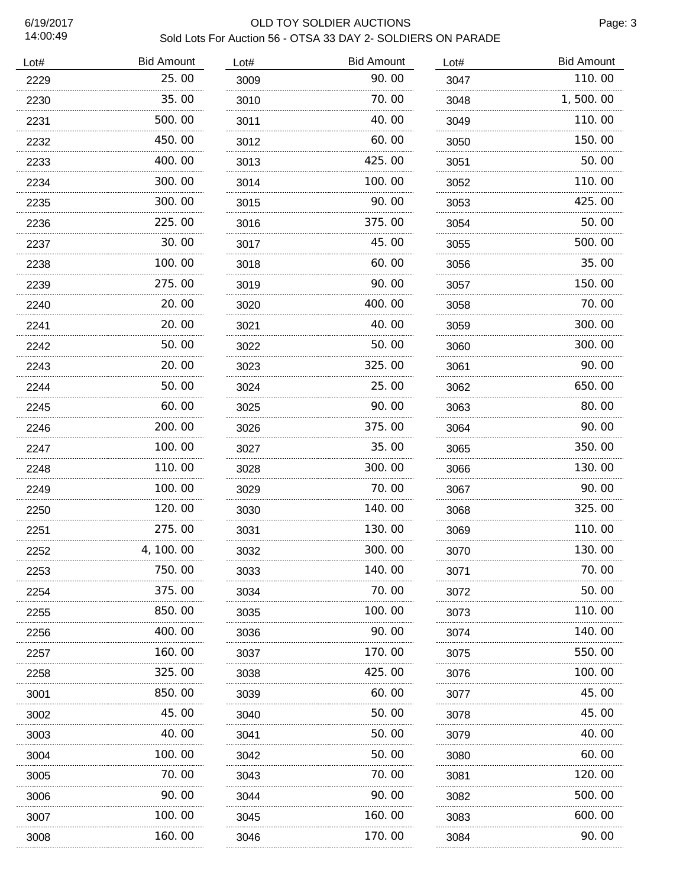# OLD TOY SOLDIER AUCTIONS

## Sold Lots For Auction 56 - OTSA 33 DAY 2- SOLDIERS ON PARADE

6/19/2017
14:00:49

| Lot# | Bid Amount |
|---|---|
| 2229 | 25.00 |
| 2230 | 35.00 |
| 2231 | 500.00 |
| 2232 | 450.00 |
| 2233 | 400.00 |
| 2234 | 300.00 |
| 2235 | 300.00 |
| 2236 | 225.00 |
| 2237 | 30.00 |
| 2238 | 100.00 |
| 2239 | 275.00 |
| 2240 | 20.00 |
| 2241 | 20.00 |
| 2242 | 50.00 |
| 2243 | 20.00 |
| 2244 | 50.00 |
| 2245 | 60.00 |
| 2246 | 200.00 |
| 2247 | 100.00 |
| 2248 | 110.00 |
| 2249 | 100.00 |
| 2250 | 120.00 |
| 2251 | 275.00 |
| 2252 | 4,100.00 |
| 2253 | 750.00 |
| 2254 | 375.00 |
| 2255 | 850.00 |
| 2256 | 400.00 |
| 2257 | 160.00 |
| 2258 | 325.00 |
| 3001 | 850.00 |
| 3002 | 45.00 |
| 3003 | 40.00 |
| 3004 | 100.00 |
| 3005 | 70.00 |
| 3006 | 90.00 |
| 3007 | 100.00 |
| 3008 | 160.00 |
| 3009 | 90.00 |
| 3010 | 70.00 |
| 3011 | 40.00 |
| 3012 | 60.00 |
| 3013 | 425.00 |
| 3014 | 100.00 |
| 3015 | 90.00 |
| 3016 | 375.00 |
| 3017 | 45.00 |
| 3018 | 60.00 |
| 3019 | 90.00 |
| 3020 | 400.00 |
| 3021 | 40.00 |
| 3022 | 50.00 |
| 3023 | 325.00 |
| 3024 | 25.00 |
| 3025 | 90.00 |
| 3026 | 375.00 |
| 3027 | 35.00 |
| 3028 | 300.00 |
| 3029 | 70.00 |
| 3030 | 140.00 |
| 3031 | 130.00 |
| 3032 | 300.00 |
| 3033 | 140.00 |
| 3034 | 70.00 |
| 3035 | 100.00 |
| 3036 | 90.00 |
| 3037 | 170.00 |
| 3038 | 425.00 |
| 3039 | 60.00 |
| 3040 | 50.00 |
| 3041 | 50.00 |
| 3042 | 50.00 |
| 3043 | 70.00 |
| 3044 | 90.00 |
| 3045 | 160.00 |
| 3046 | 170.00 |
| 3047 | 110.00 |
| 3048 | 1,500.00 |
| 3049 | 110.00 |
| 3050 | 150.00 |
| 3051 | 50.00 |
| 3052 | 110.00 |
| 3053 | 425.00 |
| 3054 | 50.00 |
| 3055 | 500.00 |
| 3056 | 35.00 |
| 3057 | 150.00 |
| 3058 | 70.00 |
| 3059 | 300.00 |
| 3060 | 300.00 |
| 3061 | 90.00 |
| 3062 | 650.00 |
| 3063 | 80.00 |
| 3064 | 90.00 |
| 3065 | 350.00 |
| 3066 | 130.00 |
| 3067 | 90.00 |
| 3068 | 325.00 |
| 3069 | 110.00 |
| 3070 | 130.00 |
| 3071 | 70.00 |
| 3072 | 50.00 |
| 3073 | 110.00 |
| 3074 | 140.00 |
| 3075 | 550.00 |
| 3076 | 100.00 |
| 3077 | 45.00 |
| 3078 | 45.00 |
| 3079 | 40.00 |
| 3080 | 60.00 |
| 3081 | 120.00 |
| 3082 | 500.00 |
| 3083 | 600.00 |
| 3084 | 90.00 |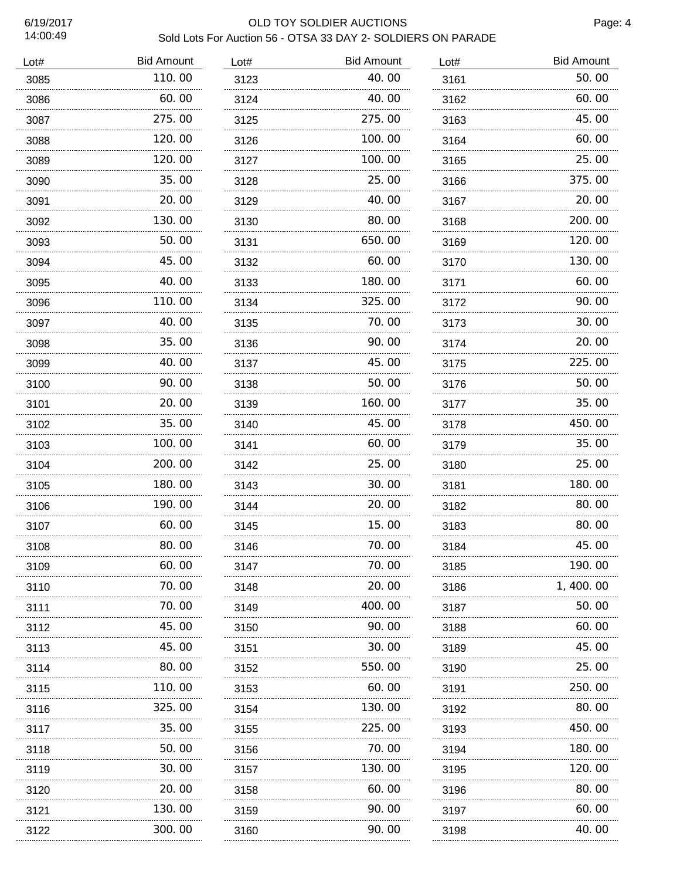# OLD TOY SOLDIER AUCTIONS

## Sold Lots For Auction 56 - OTSA 33 DAY 2- SOLDIERS ON PARADE

6/19/2017
14:00:49

| Lot# | Bid Amount |
|---|---|
| 3085 | 110.00 |
| 3086 | 60.00 |
| 3087 | 275.00 |
| 3088 | 120.00 |
| 3089 | 120.00 |
| 3090 | 35.00 |
| 3091 | 20.00 |
| 3092 | 130.00 |
| 3093 | 50.00 |
| 3094 | 45.00 |
| 3095 | 40.00 |
| 3096 | 110.00 |
| 3097 | 40.00 |
| 3098 | 35.00 |
| 3099 | 40.00 |
| 3100 | 90.00 |
| 3101 | 20.00 |
| 3102 | 35.00 |
| 3103 | 100.00 |
| 3104 | 200.00 |
| 3105 | 180.00 |
| 3106 | 190.00 |
| 3107 | 60.00 |
| 3108 | 80.00 |
| 3109 | 60.00 |
| 3110 | 70.00 |
| 3111 | 70.00 |
| 3112 | 45.00 |
| 3113 | 45.00 |
| 3114 | 80.00 |
| 3115 | 110.00 |
| 3116 | 325.00 |
| 3117 | 35.00 |
| 3118 | 50.00 |
| 3119 | 30.00 |
| 3120 | 20.00 |
| 3121 | 130.00 |
| 3122 | 300.00 |
| 3123 | 40.00 |
| 3124 | 40.00 |
| 3125 | 275.00 |
| 3126 | 100.00 |
| 3127 | 100.00 |
| 3128 | 25.00 |
| 3129 | 40.00 |
| 3130 | 80.00 |
| 3131 | 650.00 |
| 3132 | 60.00 |
| 3133 | 180.00 |
| 3134 | 325.00 |
| 3135 | 70.00 |
| 3136 | 90.00 |
| 3137 | 45.00 |
| 3138 | 50.00 |
| 3139 | 160.00 |
| 3140 | 45.00 |
| 3141 | 60.00 |
| 3142 | 25.00 |
| 3143 | 30.00 |
| 3144 | 20.00 |
| 3145 | 15.00 |
| 3146 | 70.00 |
| 3147 | 70.00 |
| 3148 | 20.00 |
| 3149 | 400.00 |
| 3150 | 90.00 |
| 3151 | 30.00 |
| 3152 | 550.00 |
| 3153 | 60.00 |
| 3154 | 130.00 |
| 3155 | 225.00 |
| 3156 | 70.00 |
| 3157 | 130.00 |
| 3158 | 60.00 |
| 3159 | 90.00 |
| 3160 | 90.00 |
| 3161 | 50.00 |
| 3162 | 60.00 |
| 3163 | 45.00 |
| 3164 | 60.00 |
| 3165 | 25.00 |
| 3166 | 375.00 |
| 3167 | 20.00 |
| 3168 | 200.00 |
| 3169 | 120.00 |
| 3170 | 130.00 |
| 3171 | 60.00 |
| 3172 | 90.00 |
| 3173 | 30.00 |
| 3174 | 20.00 |
| 3175 | 225.00 |
| 3176 | 50.00 |
| 3177 | 35.00 |
| 3178 | 450.00 |
| 3179 | 35.00 |
| 3180 | 25.00 |
| 3181 | 180.00 |
| 3182 | 80.00 |
| 3183 | 80.00 |
| 3184 | 45.00 |
| 3185 | 190.00 |
| 3186 | 1,400.00 |
| 3187 | 50.00 |
| 3188 | 60.00 |
| 3189 | 45.00 |
| 3190 | 25.00 |
| 3191 | 250.00 |
| 3192 | 80.00 |
| 3193 | 450.00 |
| 3194 | 180.00 |
| 3195 | 120.00 |
| 3196 | 80.00 |
| 3197 | 60.00 |
| 3198 | 40.00 |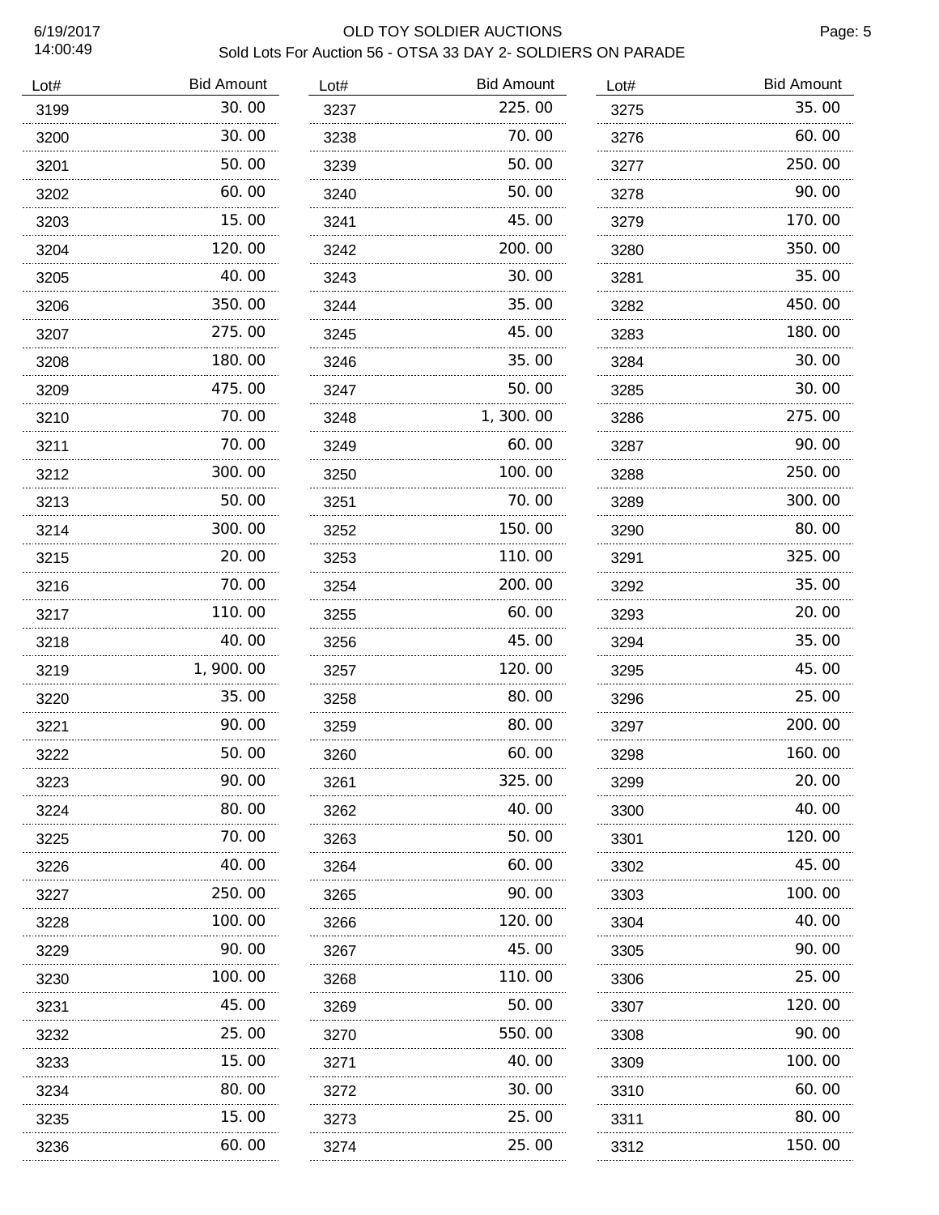# OLD TOY SOLDIER AUCTIONS

## Sold Lots For Auction 56 - OTSA 33 DAY 2- SOLDIERS ON PARADE

6/19/2017
14:00:49

| Lot# | Bid Amount |
|---|---|
| 3199 | 30.00 |
| 3200 | 30.00 |
| 3201 | 50.00 |
| 3202 | 60.00 |
| 3203 | 15.00 |
| 3204 | 120.00 |
| 3205 | 40.00 |
| 3206 | 350.00 |
| 3207 | 275.00 |
| 3208 | 180.00 |
| 3209 | 475.00 |
| 3210 | 70.00 |
| 3211 | 70.00 |
| 3212 | 300.00 |
| 3213 | 50.00 |
| 3214 | 300.00 |
| 3215 | 20.00 |
| 3216 | 70.00 |
| 3217 | 110.00 |
| 3218 | 40.00 |
| 3219 | 1,900.00 |
| 3220 | 35.00 |
| 3221 | 90.00 |
| 3222 | 50.00 |
| 3223 | 90.00 |
| 3224 | 80.00 |
| 3225 | 70.00 |
| 3226 | 40.00 |
| 3227 | 250.00 |
| 3228 | 100.00 |
| 3229 | 90.00 |
| 3230 | 100.00 |
| 3231 | 45.00 |
| 3232 | 25.00 |
| 3233 | 15.00 |
| 3234 | 80.00 |
| 3235 | 15.00 |
| 3236 | 60.00 |
| 3237 | 225.00 |
| 3238 | 70.00 |
| 3239 | 50.00 |
| 3240 | 50.00 |
| 3241 | 45.00 |
| 3242 | 200.00 |
| 3243 | 30.00 |
| 3244 | 35.00 |
| 3245 | 45.00 |
| 3246 | 35.00 |
| 3247 | 50.00 |
| 3248 | 1,300.00 |
| 3249 | 60.00 |
| 3250 | 100.00 |
| 3251 | 70.00 |
| 3252 | 150.00 |
| 3253 | 110.00 |
| 3254 | 200.00 |
| 3255 | 60.00 |
| 3256 | 45.00 |
| 3257 | 120.00 |
| 3258 | 80.00 |
| 3259 | 80.00 |
| 3260 | 60.00 |
| 3261 | 325.00 |
| 3262 | 40.00 |
| 3263 | 50.00 |
| 3264 | 60.00 |
| 3265 | 90.00 |
| 3266 | 120.00 |
| 3267 | 45.00 |
| 3268 | 110.00 |
| 3269 | 50.00 |
| 3270 | 550.00 |
| 3271 | 40.00 |
| 3272 | 30.00 |
| 3273 | 25.00 |
| 3274 | 25.00 |
| 3275 | 35.00 |
| 3276 | 60.00 |
| 3277 | 250.00 |
| 3278 | 90.00 |
| 3279 | 170.00 |
| 3280 | 350.00 |
| 3281 | 35.00 |
| 3282 | 450.00 |
| 3283 | 180.00 |
| 3284 | 30.00 |
| 3285 | 30.00 |
| 3286 | 275.00 |
| 3287 | 90.00 |
| 3288 | 250.00 |
| 3289 | 300.00 |
| 3290 | 80.00 |
| 3291 | 325.00 |
| 3292 | 35.00 |
| 3293 | 20.00 |
| 3294 | 35.00 |
| 3295 | 45.00 |
| 3296 | 25.00 |
| 3297 | 200.00 |
| 3298 | 160.00 |
| 3299 | 20.00 |
| 3300 | 40.00 |
| 3301 | 120.00 |
| 3302 | 45.00 |
| 3303 | 100.00 |
| 3304 | 40.00 |
| 3305 | 90.00 |
| 3306 | 25.00 |
| 3307 | 120.00 |
| 3308 | 90.00 |
| 3309 | 100.00 |
| 3310 | 60.00 |
| 3311 | 80.00 |
| 3312 | 150.00 |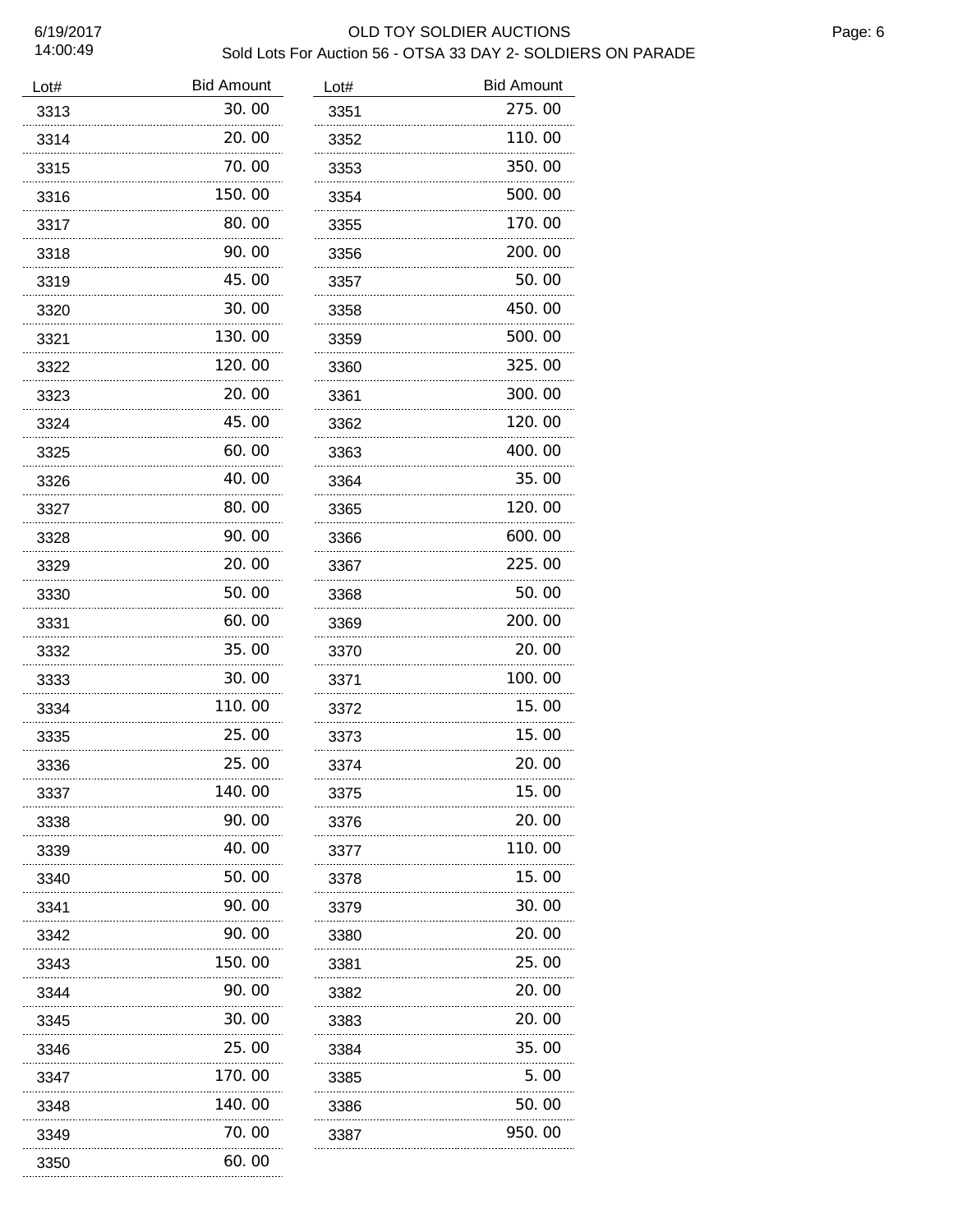# OLD TOY SOLDIER AUCTIONS

## Sold Lots For Auction 56 - OTSA 33 DAY 2- SOLDIERS ON PARADE

6/19/2017
14:00:49

| Lot# | Bid Amount |
|---|---|
| 3313 | 30.00 |
| 3314 | 20.00 |
| 3315 | 70.00 |
| 3316 | 150.00 |
| 3317 | 80.00 |
| 3318 | 90.00 |
| 3319 | 45.00 |
| 3320 | 30.00 |
| 3321 | 130.00 |
| 3322 | 120.00 |
| 3323 | 20.00 |
| 3324 | 45.00 |
| 3325 | 60.00 |
| 3326 | 40.00 |
| 3327 | 80.00 |
| 3328 | 90.00 |
| 3329 | 20.00 |
| 3330 | 50.00 |
| 3331 | 60.00 |
| 3332 | 35.00 |
| 3333 | 30.00 |
| 3334 | 110.00 |
| 3335 | 25.00 |
| 3336 | 25.00 |
| 3337 | 140.00 |
| 3338 | 90.00 |
| 3339 | 40.00 |
| 3340 | 50.00 |
| 3341 | 90.00 |
| 3342 | 90.00 |
| 3343 | 150.00 |
| 3344 | 90.00 |
| 3345 | 30.00 |
| 3346 | 25.00 |
| 3347 | 170.00 |
| 3348 | 140.00 |
| 3349 | 70.00 |
| 3350 | 60.00 |
| 3351 | 275.00 |
| 3352 | 110.00 |
| 3353 | 350.00 |
| 3354 | 500.00 |
| 3355 | 170.00 |
| 3356 | 200.00 |
| 3357 | 50.00 |
| 3358 | 450.00 |
| 3359 | 500.00 |
| 3360 | 325.00 |
| 3361 | 300.00 |
| 3362 | 120.00 |
| 3363 | 400.00 |
| 3364 | 35.00 |
| 3365 | 120.00 |
| 3366 | 600.00 |
| 3367 | 225.00 |
| 3368 | 50.00 |
| 3369 | 200.00 |
| 3370 | 20.00 |
| 3371 | 100.00 |
| 3372 | 15.00 |
| 3373 | 15.00 |
| 3374 | 20.00 |
| 3375 | 15.00 |
| 3376 | 20.00 |
| 3377 | 110.00 |
| 3378 | 15.00 |
| 3379 | 30.00 |
| 3380 | 20.00 |
| 3381 | 25.00 |
| 3382 | 20.00 |
| 3383 | 20.00 |
| 3384 | 35.00 |
| 3385 | 5.00 |
| 3386 | 50.00 |
| 3387 | 950.00 |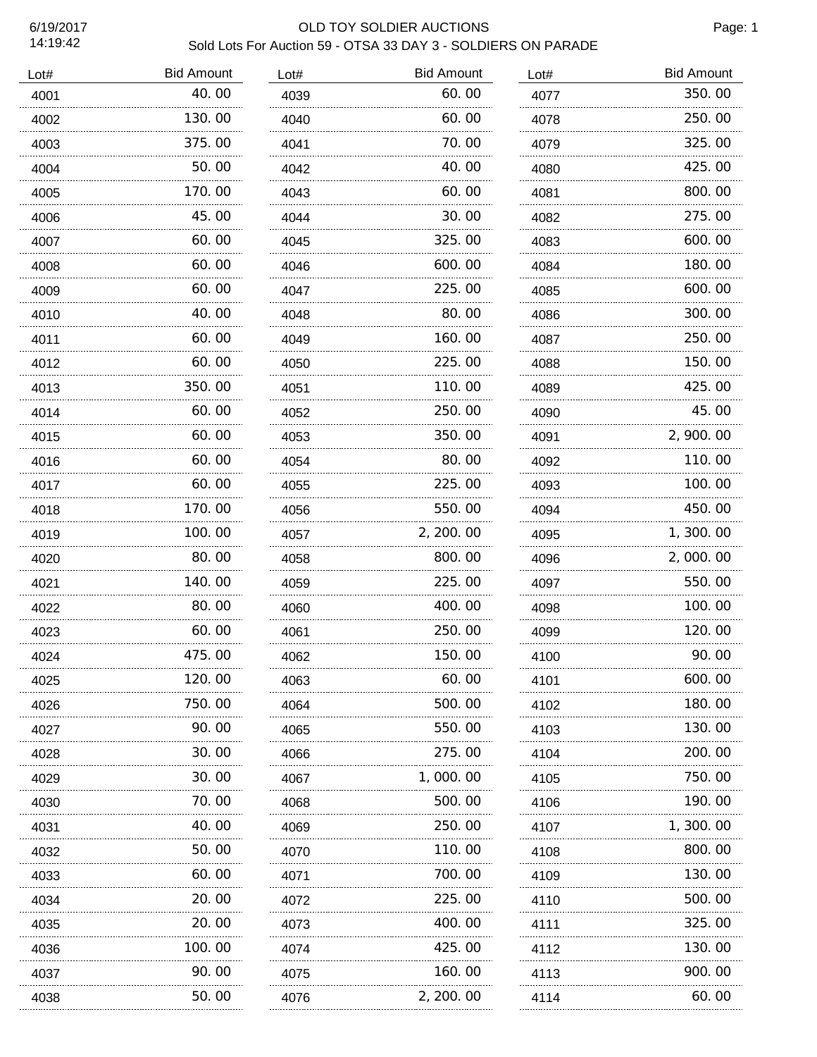# OLD TOY SOLDIER AUCTIONS

## Sold Lots For Auction 59 - OTSA 33 DAY 3 - SOLDIERS ON PARADE

| Lot# | Bid Amount |
|---|---|
| 4001 | 40.00 |
| 4002 | 130.00 |
| 4003 | 375.00 |
| 4004 | 50.00 |
| 4005 | 170.00 |
| 4006 | 45.00 |
| 4007 | 60.00 |
| 4008 | 60.00 |
| 4009 | 60.00 |
| 4010 | 40.00 |
| 4011 | 60.00 |
| 4012 | 60.00 |
| 4013 | 350.00 |
| 4014 | 60.00 |
| 4015 | 60.00 |
| 4016 | 60.00 |
| 4017 | 60.00 |
| 4018 | 170.00 |
| 4019 | 100.00 |
| 4020 | 80.00 |
| 4021 | 140.00 |
| 4022 | 80.00 |
| 4023 | 60.00 |
| 4024 | 475.00 |
| 4025 | 120.00 |
| 4026 | 750.00 |
| 4027 | 90.00 |
| 4028 | 30.00 |
| 4029 | 30.00 |
| 4030 | 70.00 |
| 4031 | 40.00 |
| 4032 | 50.00 |
| 4033 | 60.00 |
| 4034 | 20.00 |
| 4035 | 20.00 |
| 4036 | 100.00 |
| 4037 | 90.00 |
| 4038 | 50.00 |
| 4039 | 60.00 |
| 4040 | 60.00 |
| 4041 | 70.00 |
| 4042 | 40.00 |
| 4043 | 60.00 |
| 4044 | 30.00 |
| 4045 | 325.00 |
| 4046 | 600.00 |
| 4047 | 225.00 |
| 4048 | 80.00 |
| 4049 | 160.00 |
| 4050 | 225.00 |
| 4051 | 110.00 |
| 4052 | 250.00 |
| 4053 | 350.00 |
| 4054 | 80.00 |
| 4055 | 225.00 |
| 4056 | 550.00 |
| 4057 | 2,200.00 |
| 4058 | 800.00 |
| 4059 | 225.00 |
| 4060 | 400.00 |
| 4061 | 250.00 |
| 4062 | 150.00 |
| 4063 | 60.00 |
| 4064 | 500.00 |
| 4065 | 550.00 |
| 4066 | 275.00 |
| 4067 | 1,000.00 |
| 4068 | 500.00 |
| 4069 | 250.00 |
| 4070 | 110.00 |
| 4071 | 700.00 |
| 4072 | 225.00 |
| 4073 | 400.00 |
| 4074 | 425.00 |
| 4075 | 160.00 |
| 4076 | 2,200.00 |
| 4077 | 350.00 |
| 4078 | 250.00 |
| 4079 | 325.00 |
| 4080 | 425.00 |
| 4081 | 800.00 |
| 4082 | 275.00 |
| 4083 | 600.00 |
| 4084 | 180.00 |
| 4085 | 600.00 |
| 4086 | 300.00 |
| 4087 | 250.00 |
| 4088 | 150.00 |
| 4089 | 425.00 |
| 4090 | 45.00 |
| 4091 | 2,900.00 |
| 4092 | 110.00 |
| 4093 | 100.00 |
| 4094 | 450.00 |
| 4095 | 1,300.00 |
| 4096 | 2,000.00 |
| 4097 | 550.00 |
| 4098 | 100.00 |
| 4099 | 120.00 |
| 4100 | 90.00 |
| 4101 | 600.00 |
| 4102 | 180.00 |
| 4103 | 130.00 |
| 4104 | 200.00 |
| 4105 | 750.00 |
| 4106 | 190.00 |
| 4107 | 1,300.00 |
| 4108 | 800.00 |
| 4109 | 130.00 |
| 4110 | 500.00 |
| 4111 | 325.00 |
| 4112 | 130.00 |
| 4113 | 900.00 |
| 4114 | 60.00 |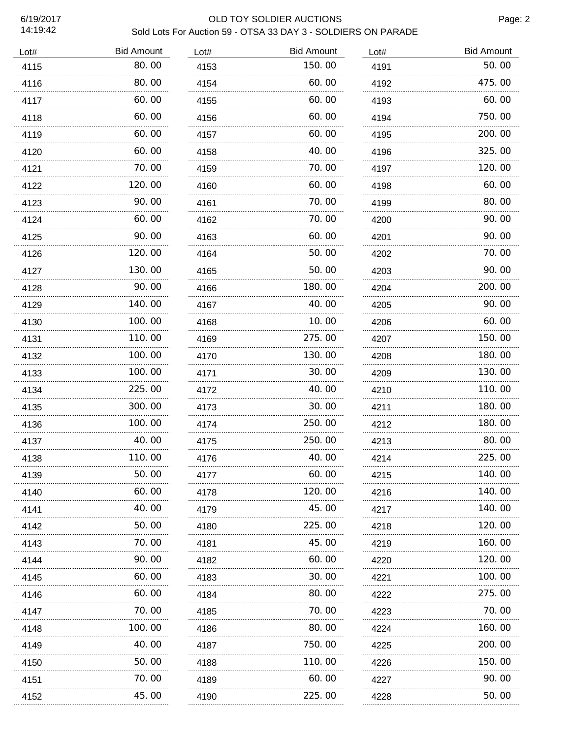# OLD TOY SOLDIER AUCTIONS

## Sold Lots For Auction 59 - OTSA 33 DAY 3 - SOLDIERS ON PARADE

6/19/2017 14:19:42

| Lot# | Bid Amount |
|---|---|
| 4115 | 80.00 |
| 4116 | 80.00 |
| 4117 | 60.00 |
| 4118 | 60.00 |
| 4119 | 60.00 |
| 4120 | 60.00 |
| 4121 | 70.00 |
| 4122 | 120.00 |
| 4123 | 90.00 |
| 4124 | 60.00 |
| 4125 | 90.00 |
| 4126 | 120.00 |
| 4127 | 130.00 |
| 4128 | 90.00 |
| 4129 | 140.00 |
| 4130 | 100.00 |
| 4131 | 110.00 |
| 4132 | 100.00 |
| 4133 | 100.00 |
| 4134 | 225.00 |
| 4135 | 300.00 |
| 4136 | 100.00 |
| 4137 | 40.00 |
| 4138 | 110.00 |
| 4139 | 50.00 |
| 4140 | 60.00 |
| 4141 | 40.00 |
| 4142 | 50.00 |
| 4143 | 70.00 |
| 4144 | 90.00 |
| 4145 | 60.00 |
| 4146 | 60.00 |
| 4147 | 70.00 |
| 4148 | 100.00 |
| 4149 | 40.00 |
| 4150 | 50.00 |
| 4151 | 70.00 |
| 4152 | 45.00 |
| 4153 | 150.00 |
| 4154 | 60.00 |
| 4155 | 60.00 |
| 4156 | 60.00 |
| 4157 | 60.00 |
| 4158 | 40.00 |
| 4159 | 70.00 |
| 4160 | 60.00 |
| 4161 | 70.00 |
| 4162 | 70.00 |
| 4163 | 60.00 |
| 4164 | 50.00 |
| 4165 | 50.00 |
| 4166 | 180.00 |
| 4167 | 40.00 |
| 4168 | 10.00 |
| 4169 | 275.00 |
| 4170 | 130.00 |
| 4171 | 30.00 |
| 4172 | 40.00 |
| 4173 | 30.00 |
| 4174 | 250.00 |
| 4175 | 250.00 |
| 4176 | 40.00 |
| 4177 | 60.00 |
| 4178 | 120.00 |
| 4179 | 45.00 |
| 4180 | 225.00 |
| 4181 | 45.00 |
| 4182 | 60.00 |
| 4183 | 30.00 |
| 4184 | 80.00 |
| 4185 | 70.00 |
| 4186 | 80.00 |
| 4187 | 750.00 |
| 4188 | 110.00 |
| 4189 | 60.00 |
| 4190 | 225.00 |
| 4191 | 50.00 |
| 4192 | 475.00 |
| 4193 | 60.00 |
| 4194 | 750.00 |
| 4195 | 200.00 |
| 4196 | 325.00 |
| 4197 | 120.00 |
| 4198 | 60.00 |
| 4199 | 80.00 |
| 4200 | 90.00 |
| 4201 | 90.00 |
| 4202 | 70.00 |
| 4203 | 90.00 |
| 4204 | 200.00 |
| 4205 | 90.00 |
| 4206 | 60.00 |
| 4207 | 150.00 |
| 4208 | 180.00 |
| 4209 | 130.00 |
| 4210 | 110.00 |
| 4211 | 180.00 |
| 4212 | 180.00 |
| 4213 | 80.00 |
| 4214 | 225.00 |
| 4215 | 140.00 |
| 4216 | 140.00 |
| 4217 | 140.00 |
| 4218 | 120.00 |
| 4219 | 160.00 |
| 4220 | 120.00 |
| 4221 | 100.00 |
| 4222 | 275.00 |
| 4223 | 70.00 |
| 4224 | 160.00 |
| 4225 | 200.00 |
| 4226 | 150.00 |
| 4227 | 90.00 |
| 4228 | 50.00 |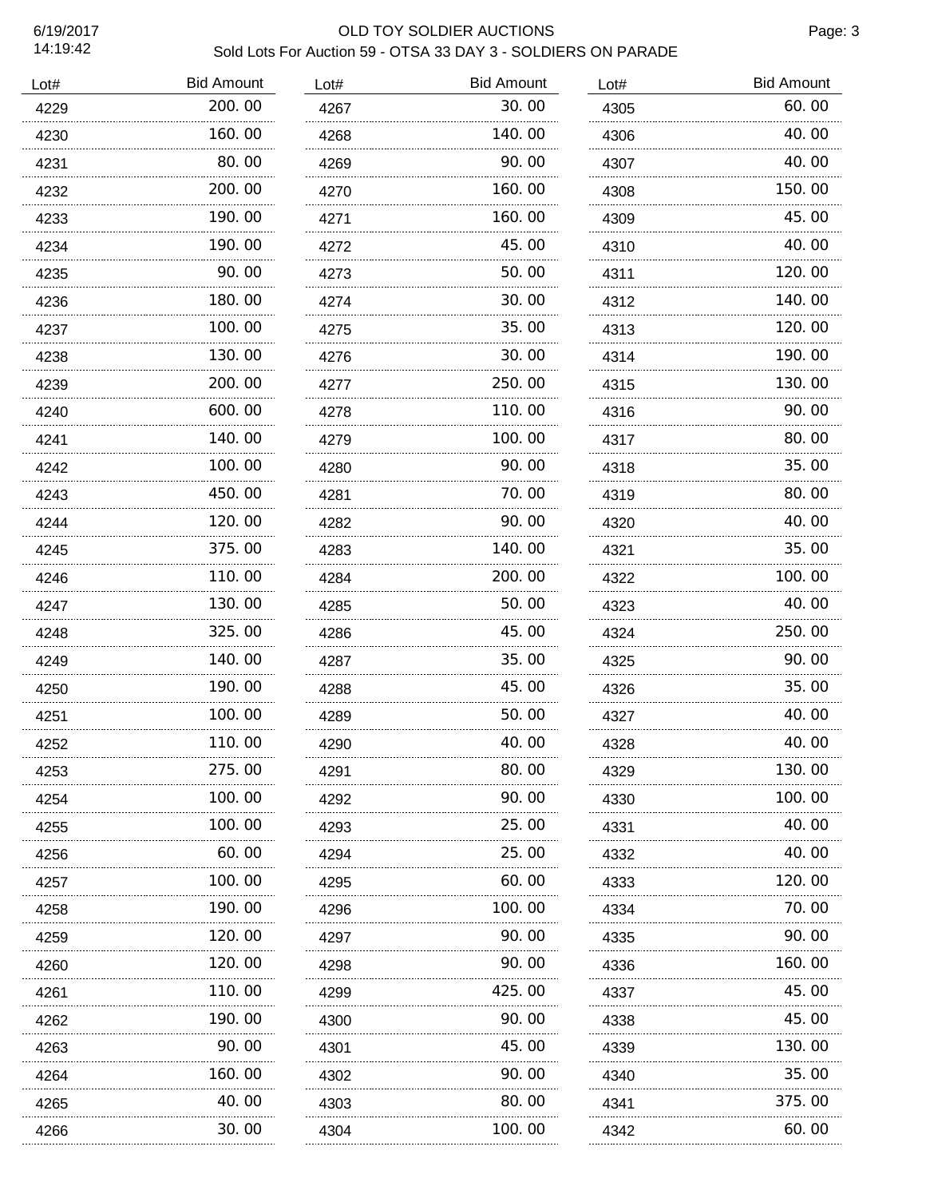# OLD TOY SOLDIER AUCTIONS

## Sold Lots For Auction 59 - OTSA 33 DAY 3 - SOLDIERS ON PARADE

6/19/2017
14:19:42

| Lot# | Bid Amount |
|---|---|
| 4229 | 200.00 |
| 4230 | 160.00 |
| 4231 | 80.00 |
| 4232 | 200.00 |
| 4233 | 190.00 |
| 4234 | 190.00 |
| 4235 | 90.00 |
| 4236 | 180.00 |
| 4237 | 100.00 |
| 4238 | 130.00 |
| 4239 | 200.00 |
| 4240 | 600.00 |
| 4241 | 140.00 |
| 4242 | 100.00 |
| 4243 | 450.00 |
| 4244 | 120.00 |
| 4245 | 375.00 |
| 4246 | 110.00 |
| 4247 | 130.00 |
| 4248 | 325.00 |
| 4249 | 140.00 |
| 4250 | 190.00 |
| 4251 | 100.00 |
| 4252 | 110.00 |
| 4253 | 275.00 |
| 4254 | 100.00 |
| 4255 | 100.00 |
| 4256 | 60.00 |
| 4257 | 100.00 |
| 4258 | 190.00 |
| 4259 | 120.00 |
| 4260 | 120.00 |
| 4261 | 110.00 |
| 4262 | 190.00 |
| 4263 | 90.00 |
| 4264 | 160.00 |
| 4265 | 40.00 |
| 4266 | 30.00 |
| 4267 | 30.00 |
| 4268 | 140.00 |
| 4269 | 90.00 |
| 4270 | 160.00 |
| 4271 | 160.00 |
| 4272 | 45.00 |
| 4273 | 50.00 |
| 4274 | 30.00 |
| 4275 | 35.00 |
| 4276 | 30.00 |
| 4277 | 250.00 |
| 4278 | 110.00 |
| 4279 | 100.00 |
| 4280 | 90.00 |
| 4281 | 70.00 |
| 4282 | 90.00 |
| 4283 | 140.00 |
| 4284 | 200.00 |
| 4285 | 50.00 |
| 4286 | 45.00 |
| 4287 | 35.00 |
| 4288 | 45.00 |
| 4289 | 50.00 |
| 4290 | 40.00 |
| 4291 | 80.00 |
| 4292 | 90.00 |
| 4293 | 25.00 |
| 4294 | 25.00 |
| 4295 | 60.00 |
| 4296 | 100.00 |
| 4297 | 90.00 |
| 4298 | 90.00 |
| 4299 | 425.00 |
| 4300 | 90.00 |
| 4301 | 45.00 |
| 4302 | 90.00 |
| 4303 | 80.00 |
| 4304 | 100.00 |
| 4305 | 60.00 |
| 4306 | 40.00 |
| 4307 | 40.00 |
| 4308 | 150.00 |
| 4309 | 45.00 |
| 4310 | 40.00 |
| 4311 | 120.00 |
| 4312 | 140.00 |
| 4313 | 120.00 |
| 4314 | 190.00 |
| 4315 | 130.00 |
| 4316 | 90.00 |
| 4317 | 80.00 |
| 4318 | 35.00 |
| 4319 | 80.00 |
| 4320 | 40.00 |
| 4321 | 35.00 |
| 4322 | 100.00 |
| 4323 | 40.00 |
| 4324 | 250.00 |
| 4325 | 90.00 |
| 4326 | 35.00 |
| 4327 | 40.00 |
| 4328 | 40.00 |
| 4329 | 130.00 |
| 4330 | 100.00 |
| 4331 | 40.00 |
| 4332 | 40.00 |
| 4333 | 120.00 |
| 4334 | 70.00 |
| 4335 | 90.00 |
| 4336 | 160.00 |
| 4337 | 45.00 |
| 4338 | 45.00 |
| 4339 | 130.00 |
| 4340 | 35.00 |
| 4341 | 375.00 |
| 4342 | 60.00 |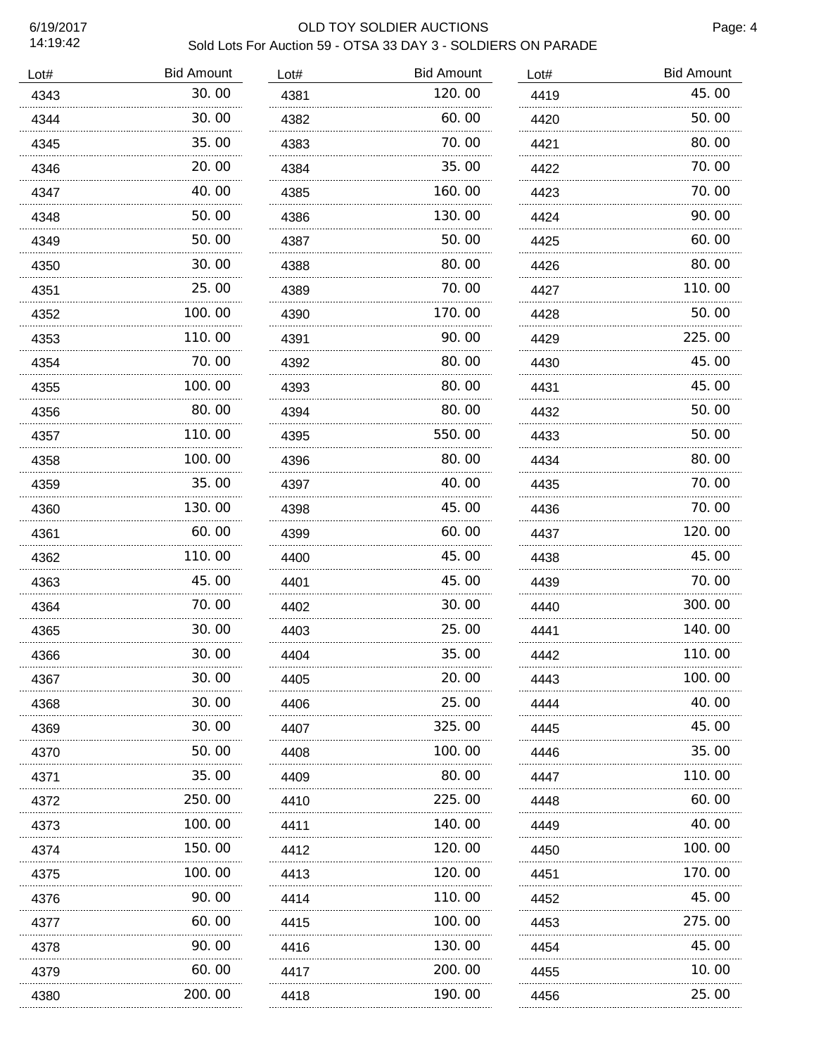# OLD TOY SOLDIER AUCTIONS

## Sold Lots For Auction 59 - OTSA 33 DAY 3 - SOLDIERS ON PARADE

6/19/2017
14:19:42

| Lot# | Bid Amount |
|---|---|
| 4343 | 30.00 |
| 4344 | 30.00 |
| 4345 | 35.00 |
| 4346 | 20.00 |
| 4347 | 40.00 |
| 4348 | 50.00 |
| 4349 | 50.00 |
| 4350 | 30.00 |
| 4351 | 25.00 |
| 4352 | 100.00 |
| 4353 | 110.00 |
| 4354 | 70.00 |
| 4355 | 100.00 |
| 4356 | 80.00 |
| 4357 | 110.00 |
| 4358 | 100.00 |
| 4359 | 35.00 |
| 4360 | 130.00 |
| 4361 | 60.00 |
| 4362 | 110.00 |
| 4363 | 45.00 |
| 4364 | 70.00 |
| 4365 | 30.00 |
| 4366 | 30.00 |
| 4367 | 30.00 |
| 4368 | 30.00 |
| 4369 | 30.00 |
| 4370 | 50.00 |
| 4371 | 35.00 |
| 4372 | 250.00 |
| 4373 | 100.00 |
| 4374 | 150.00 |
| 4375 | 100.00 |
| 4376 | 90.00 |
| 4377 | 60.00 |
| 4378 | 90.00 |
| 4379 | 60.00 |
| 4380 | 200.00 |
| 4381 | 120.00 |
| 4382 | 60.00 |
| 4383 | 70.00 |
| 4384 | 35.00 |
| 4385 | 160.00 |
| 4386 | 130.00 |
| 4387 | 50.00 |
| 4388 | 80.00 |
| 4389 | 70.00 |
| 4390 | 170.00 |
| 4391 | 90.00 |
| 4392 | 80.00 |
| 4393 | 80.00 |
| 4394 | 80.00 |
| 4395 | 550.00 |
| 4396 | 80.00 |
| 4397 | 40.00 |
| 4398 | 45.00 |
| 4399 | 60.00 |
| 4400 | 45.00 |
| 4401 | 45.00 |
| 4402 | 30.00 |
| 4403 | 25.00 |
| 4404 | 35.00 |
| 4405 | 20.00 |
| 4406 | 25.00 |
| 4407 | 325.00 |
| 4408 | 100.00 |
| 4409 | 80.00 |
| 4410 | 225.00 |
| 4411 | 140.00 |
| 4412 | 120.00 |
| 4413 | 120.00 |
| 4414 | 110.00 |
| 4415 | 100.00 |
| 4416 | 130.00 |
| 4417 | 200.00 |
| 4418 | 190.00 |
| 4419 | 45.00 |
| 4420 | 50.00 |
| 4421 | 80.00 |
| 4422 | 70.00 |
| 4423 | 70.00 |
| 4424 | 90.00 |
| 4425 | 60.00 |
| 4426 | 80.00 |
| 4427 | 110.00 |
| 4428 | 50.00 |
| 4429 | 225.00 |
| 4430 | 45.00 |
| 4431 | 45.00 |
| 4432 | 50.00 |
| 4433 | 50.00 |
| 4434 | 80.00 |
| 4435 | 70.00 |
| 4436 | 70.00 |
| 4437 | 120.00 |
| 4438 | 45.00 |
| 4439 | 70.00 |
| 4440 | 300.00 |
| 4441 | 140.00 |
| 4442 | 110.00 |
| 4443 | 100.00 |
| 4444 | 40.00 |
| 4445 | 45.00 |
| 4446 | 35.00 |
| 4447 | 110.00 |
| 4448 | 60.00 |
| 4449 | 40.00 |
| 4450 | 100.00 |
| 4451 | 170.00 |
| 4452 | 45.00 |
| 4453 | 275.00 |
| 4454 | 45.00 |
| 4455 | 10.00 |
| 4456 | 25.00 |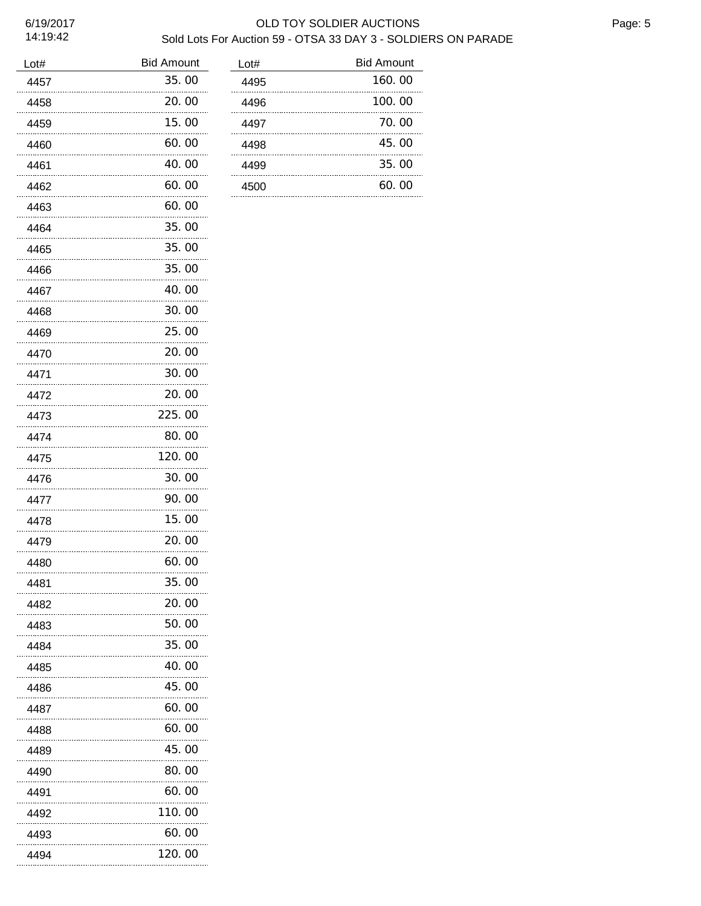| Lot# | Bid Amount |
|---|---|
| 4457 | 35.00 |
| 4458 | 20.00 |
| 4459 | 15.00 |
| 4460 | 60.00 |
| 4461 | 40.00 |
| 4462 | 60.00 |
| 4463 | 60.00 |
| 4464 | 35.00 |
| 4465 | 35.00 |
| 4466 | 35.00 |
| 4467 | 40.00 |
| 4468 | 30.00 |
| 4469 | 25.00 |
| 4470 | 20.00 |
| 4471 | 30.00 |
| 4472 | 20.00 |
| 4473 | 225.00 |
| 4474 | 80.00 |
| 4475 | 120.00 |
| 4476 | 30.00 |
| 4477 | 90.00 |
| 4478 | 15.00 |
| 4479 | 20.00 |
| 4480 | 60.00 |
| 4481 | 35.00 |
| 4482 | 20.00 |
| 4483 | 50.00 |
| 4484 | 35.00 |
| 4485 | 40.00 |
| 4486 | 45.00 |
| 4487 | 60.00 |
| 4488 | 60.00 |
| 4489 | 45.00 |
| 4490 | 80.00 |
| 4491 | 60.00 |
| 4492 | 110.00 |
| 4493 | 60.00 |
| 4494 | 120.00 |
| 4495 | 160.00 |
| 4496 | 100.00 |
| 4497 | 70.00 |
| 4498 | 45.00 |
| 4499 | 35.00 |
| 4500 | 60.00 |